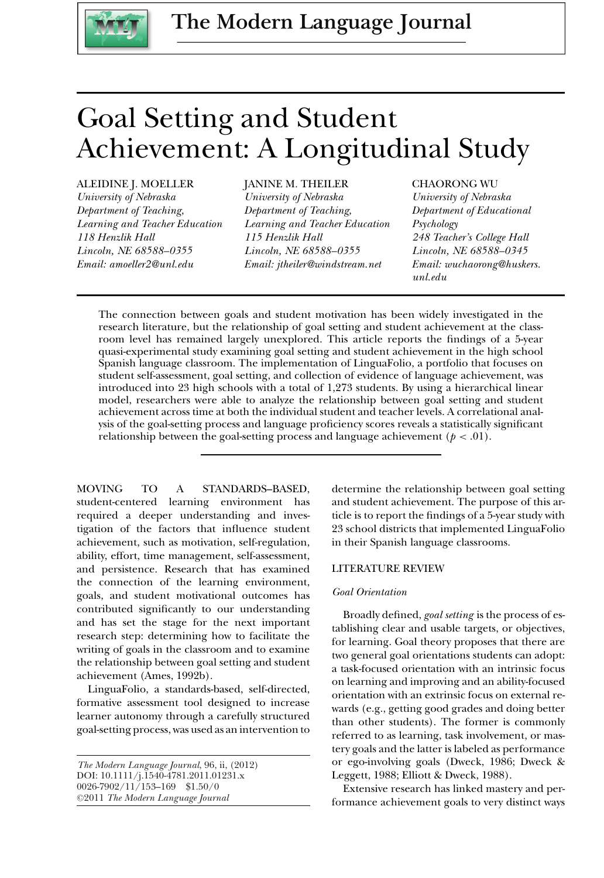# Goal Setting and Student Achievement: A Longitudinal Study

ALEIDINE J. MOELLER
*University of Nebraska*
*Department of Teaching, Learning and Teacher Education*
*118 Henzlik Hall*
*Lincoln, NE 68588–0355*
*Email: amoeller2@unl.edu*

JANINE M. THEILER
*University of Nebraska*
*Department of Teaching, Learning and Teacher Education*
*115 Henzlik Hall*
*Lincoln, NE 68588–0355*
*Email: jtheiler@windstream.net*

CHAORONG WU
*University of Nebraska*
*Department of Educational Psychology*
*248 Teacher's College Hall*
*Lincoln, NE 68588–0345*
*Email: wuchaorong@huskers.unl.edu*

The connection between goals and student motivation has been widely investigated in the research literature, but the relationship of goal setting and student achievement at the classroom level has remained largely unexplored. This article reports the findings of a 5-year quasi-experimental study examining goal setting and student achievement in the high school Spanish language classroom. The implementation of LinguaFolio, a portfolio that focuses on student self-assessment, goal setting, and collection of evidence of language achievement, was introduced into 23 high schools with a total of 1,273 students. By using a hierarchical linear model, researchers were able to analyze the relationship between goal setting and student achievement across time at both the individual student and teacher levels. A correlational analysis of the goal-setting process and language proficiency scores reveals a statistically significant relationship between the goal-setting process and language achievement ($p < .01$).

MOVING TO A STANDARDS–BASED, student-centered learning environment has required a deeper understanding and investigation of the factors that influence student achievement, such as motivation, self-regulation, ability, effort, time management, self-assessment, and persistence. Research that has examined the connection of the learning environment, goals, and student motivational outcomes has contributed significantly to our understanding and has set the stage for the next important research step: determining how to facilitate the writing of goals in the classroom and to examine the relationship between goal setting and student achievement (Ames, 1992b).

LinguaFolio, a standards-based, self-directed, formative assessment tool designed to increase learner autonomy through a carefully structured goal-setting process, was used as an intervention to determine the relationship between goal setting and student achievement. The purpose of this article is to report the findings of a 5-year study with 23 school districts that implemented LinguaFolio in their Spanish language classrooms.

*The Modern Language Journal*, 96, ii, (2012)
DOI: 10.1111/j.1540-4781.2011.01231.x
0026-7902/11/153–169 $1.50/0
©2011 *The Modern Language Journal*

## LITERATURE REVIEW

### *Goal Orientation*

Broadly defined, *goal setting* is the process of establishing clear and usable targets, or objectives, for learning. Goal theory proposes that there are two general goal orientations students can adopt: a task-focused orientation with an intrinsic focus on learning and improving and an ability-focused orientation with an extrinsic focus on external rewards (e.g., getting good grades and doing better than other students). The former is commonly referred to as learning, task involvement, or mastery goals and the latter is labeled as performance or ego-involving goals (Dweck, 1986; Dweck & Leggett, 1988; Elliott & Dweck, 1988).

Extensive research has linked mastery and performance achievement goals to very distinct ways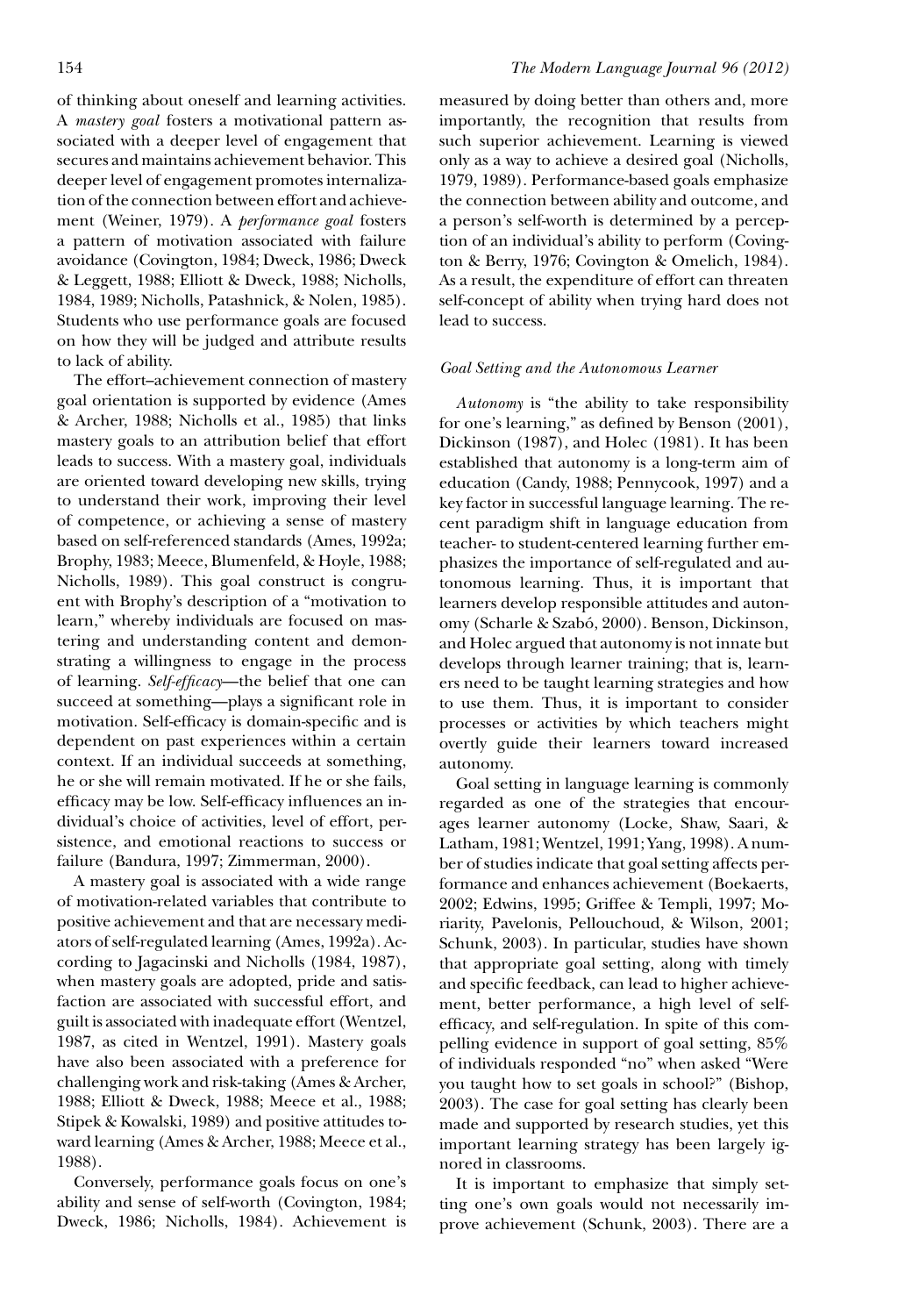of thinking about oneself and learning activities. A *mastery goal* fosters a motivational pattern associated with a deeper level of engagement that secures and maintains achievement behavior. This deeper level of engagement promotes internalization of the connection between effort and achievement (Weiner, 1979). A *performance goal* fosters a pattern of motivation associated with failure avoidance (Covington, 1984; Dweck, 1986; Dweck & Leggett, 1988; Elliott & Dweck, 1988; Nicholls, 1984, 1989; Nicholls, Patashnick, & Nolen, 1985). Students who use performance goals are focused on how they will be judged and attribute results to lack of ability.

The effort–achievement connection of mastery goal orientation is supported by evidence (Ames & Archer, 1988; Nicholls et al., 1985) that links mastery goals to an attribution belief that effort leads to success. With a mastery goal, individuals are oriented toward developing new skills, trying to understand their work, improving their level of competence, or achieving a sense of mastery based on self-referenced standards (Ames, 1992a; Brophy, 1983; Meece, Blumenfeld, & Hoyle, 1988; Nicholls, 1989). This goal construct is congruent with Brophy's description of a "motivation to learn," whereby individuals are focused on mastering and understanding content and demonstrating a willingness to engage in the process of learning. *Self-efficacy*—the belief that one can succeed at something—plays a significant role in motivation. Self-efficacy is domain-specific and is dependent on past experiences within a certain context. If an individual succeeds at something, he or she will remain motivated. If he or she fails, efficacy may be low. Self-efficacy influences an individual's choice of activities, level of effort, persistence, and emotional reactions to success or failure (Bandura, 1997; Zimmerman, 2000).

A mastery goal is associated with a wide range of motivation-related variables that contribute to positive achievement and that are necessary mediators of self-regulated learning (Ames, 1992a). According to Jagacinski and Nicholls (1984, 1987), when mastery goals are adopted, pride and satisfaction are associated with successful effort, and guilt is associated with inadequate effort (Wentzel, 1987, as cited in Wentzel, 1991). Mastery goals have also been associated with a preference for challenging work and risk-taking (Ames & Archer, 1988; Elliott & Dweck, 1988; Meece et al., 1988; Stipek & Kowalski, 1989) and positive attitudes toward learning (Ames & Archer, 1988; Meece et al., 1988).

Conversely, performance goals focus on one's ability and sense of self-worth (Covington, 1984; Dweck, 1986; Nicholls, 1984). Achievement is measured by doing better than others and, more importantly, the recognition that results from such superior achievement. Learning is viewed only as a way to achieve a desired goal (Nicholls, 1979, 1989). Performance-based goals emphasize the connection between ability and outcome, and a person's self-worth is determined by a perception of an individual's ability to perform (Covington & Berry, 1976; Covington & Omelich, 1984). As a result, the expenditure of effort can threaten self-concept of ability when trying hard does not lead to success.

### *Goal Setting and the Autonomous Learner*

*Autonomy* is "the ability to take responsibility for one's learning," as defined by Benson (2001), Dickinson (1987), and Holec (1981). It has been established that autonomy is a long-term aim of education (Candy, 1988; Pennycook, 1997) and a key factor in successful language learning. The recent paradigm shift in language education from teacher- to student-centered learning further emphasizes the importance of self-regulated and autonomous learning. Thus, it is important that learners develop responsible attitudes and autonomy (Scharle & Szabó, 2000). Benson, Dickinson, and Holec argued that autonomy is not innate but develops through learner training; that is, learners need to be taught learning strategies and how to use them. Thus, it is important to consider processes or activities by which teachers might overtly guide their learners toward increased autonomy.

Goal setting in language learning is commonly regarded as one of the strategies that encourages learner autonomy (Locke, Shaw, Saari, & Latham, 1981; Wentzel, 1991; Yang, 1998). A number of studies indicate that goal setting affects performance and enhances achievement (Boekaerts, 2002; Edwins, 1995; Griffee & Templi, 1997; Moriarity, Pavelonis, Pellouchoud, & Wilson, 2001; Schunk, 2003). In particular, studies have shown that appropriate goal setting, along with timely and specific feedback, can lead to higher achievement, better performance, a high level of self-efficacy, and self-regulation. In spite of this compelling evidence in support of goal setting, 85% of individuals responded "no" when asked "Were you taught how to set goals in school?" (Bishop, 2003). The case for goal setting has clearly been made and supported by research studies, yet this important learning strategy has been largely ignored in classrooms.

It is important to emphasize that simply setting one's own goals would not necessarily improve achievement (Schunk, 2003). There are a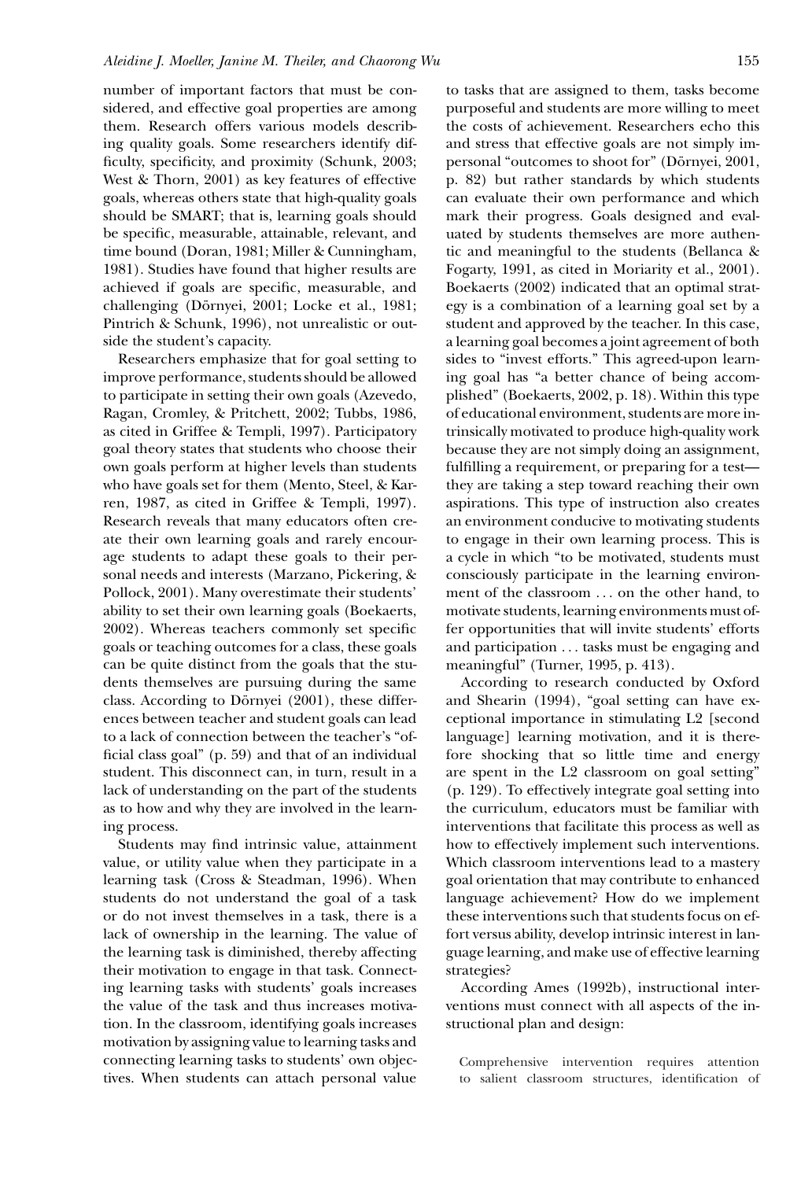number of important factors that must be considered, and effective goal properties are among them. Research offers various models describing quality goals. Some researchers identify difficulty, specificity, and proximity (Schunk, 2003; West & Thorn, 2001) as key features of effective goals, whereas others state that high-quality goals should be SMART; that is, learning goals should be specific, measurable, attainable, relevant, and time bound (Doran, 1981; Miller & Cunningham, 1981). Studies have found that higher results are achieved if goals are specific, measurable, and challenging (Dörnyei, 2001; Locke et al., 1981; Pintrich & Schunk, 1996), not unrealistic or outside the student's capacity.

Researchers emphasize that for goal setting to improve performance, students should be allowed to participate in setting their own goals (Azevedo, Ragan, Cromley, & Pritchett, 2002; Tubbs, 1986, as cited in Griffee & Templi, 1997). Participatory goal theory states that students who choose their own goals perform at higher levels than students who have goals set for them (Mento, Steel, & Karren, 1987, as cited in Griffee & Templi, 1997). Research reveals that many educators often create their own learning goals and rarely encourage students to adapt these goals to their personal needs and interests (Marzano, Pickering, & Pollock, 2001). Many overestimate their students' ability to set their own learning goals (Boekaerts, 2002). Whereas teachers commonly set specific goals or teaching outcomes for a class, these goals can be quite distinct from the goals that the students themselves are pursuing during the same class. According to Dörnyei (2001), these differences between teacher and student goals can lead to a lack of connection between the teacher's "official class goal" (p. 59) and that of an individual student. This disconnect can, in turn, result in a lack of understanding on the part of the students as to how and why they are involved in the learning process.

Students may find intrinsic value, attainment value, or utility value when they participate in a learning task (Cross & Steadman, 1996). When students do not understand the goal of a task or do not invest themselves in a task, there is a lack of ownership in the learning. The value of the learning task is diminished, thereby affecting their motivation to engage in that task. Connecting learning tasks with students' goals increases the value of the task and thus increases motivation. In the classroom, identifying goals increases motivation by assigning value to learning tasks and connecting learning tasks to students' own objectives. When students can attach personal value to tasks that are assigned to them, tasks become purposeful and students are more willing to meet the costs of achievement. Researchers echo this and stress that effective goals are not simply impersonal "outcomes to shoot for" (Dörnyei, 2001, p. 82) but rather standards by which students can evaluate their own performance and which mark their progress. Goals designed and evaluated by students themselves are more authentic and meaningful to the students (Bellanca & Fogarty, 1991, as cited in Moriarity et al., 2001). Boekaerts (2002) indicated that an optimal strategy is a combination of a learning goal set by a student and approved by the teacher. In this case, a learning goal becomes a joint agreement of both sides to "invest efforts." This agreed-upon learning goal has "a better chance of being accomplished" (Boekaerts, 2002, p. 18). Within this type of educational environment, students are more intrinsically motivated to produce high-quality work because they are not simply doing an assignment, fulfilling a requirement, or preparing for a test—they are taking a step toward reaching their own aspirations. This type of instruction also creates an environment conducive to motivating students to engage in their own learning process. This is a cycle in which "to be motivated, students must consciously participate in the learning environment of the classroom . . . on the other hand, to motivate students, learning environments must offer opportunities that will invite students' efforts and participation . . . tasks must be engaging and meaningful" (Turner, 1995, p. 413).

According to research conducted by Oxford and Shearin (1994), "goal setting can have exceptional importance in stimulating L2 [second language] learning motivation, and it is therefore shocking that so little time and energy are spent in the L2 classroom on goal setting" (p. 129). To effectively integrate goal setting into the curriculum, educators must be familiar with interventions that facilitate this process as well as how to effectively implement such interventions. Which classroom interventions lead to a mastery goal orientation that may contribute to enhanced language achievement? How do we implement these interventions such that students focus on effort versus ability, develop intrinsic interest in language learning, and make use of effective learning strategies?

According Ames (1992b), instructional interventions must connect with all aspects of the instructional plan and design:

> Comprehensive intervention requires attention to salient classroom structures, identification of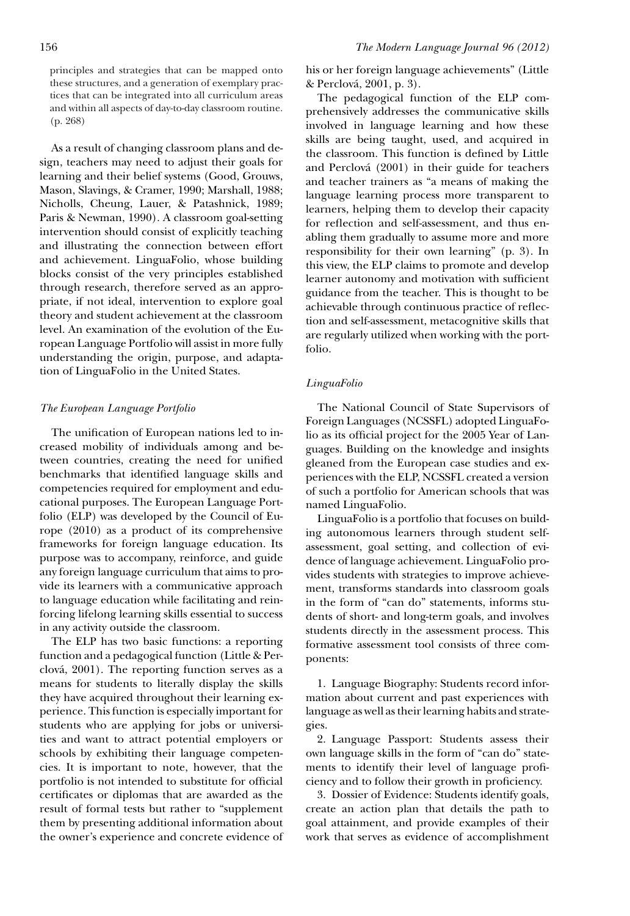principles and strategies that can be mapped onto these structures, and a generation of exemplary practices that can be integrated into all curriculum areas and within all aspects of day-to-day classroom routine. (p. 268)

As a result of changing classroom plans and design, teachers may need to adjust their goals for learning and their belief systems (Good, Grouws, Mason, Slavings, & Cramer, 1990; Marshall, 1988; Nicholls, Cheung, Lauer, & Patashnick, 1989; Paris & Newman, 1990). A classroom goal-setting intervention should consist of explicitly teaching and illustrating the connection between effort and achievement. LinguaFolio, whose building blocks consist of the very principles established through research, therefore served as an appropriate, if not ideal, intervention to explore goal theory and student achievement at the classroom level. An examination of the evolution of the European Language Portfolio will assist in more fully understanding the origin, purpose, and adaptation of LinguaFolio in the United States.

### *The European Language Portfolio*

The unification of European nations led to increased mobility of individuals among and between countries, creating the need for unified benchmarks that identified language skills and competencies required for employment and educational purposes. The European Language Portfolio (ELP) was developed by the Council of Europe (2010) as a product of its comprehensive frameworks for foreign language education. Its purpose was to accompany, reinforce, and guide any foreign language curriculum that aims to provide its learners with a communicative approach to language education while facilitating and reinforcing lifelong learning skills essential to success in any activity outside the classroom.

The ELP has two basic functions: a reporting function and a pedagogical function (Little & Perclová, 2001). The reporting function serves as a means for students to literally display the skills they have acquired throughout their learning experience. This function is especially important for students who are applying for jobs or universities and want to attract potential employers or schools by exhibiting their language competencies. It is important to note, however, that the portfolio is not intended to substitute for official certificates or diplomas that are awarded as the result of formal tests but rather to "supplement them by presenting additional information about the owner's experience and concrete evidence of his or her foreign language achievements" (Little & Perclová, 2001, p. 3).

The pedagogical function of the ELP comprehensively addresses the communicative skills involved in language learning and how these skills are being taught, used, and acquired in the classroom. This function is defined by Little and Perclová (2001) in their guide for teachers and teacher trainers as "a means of making the language learning process more transparent to learners, helping them to develop their capacity for reflection and self-assessment, and thus enabling them gradually to assume more and more responsibility for their own learning" (p. 3). In this view, the ELP claims to promote and develop learner autonomy and motivation with sufficient guidance from the teacher. This is thought to be achievable through continuous practice of reflection and self-assessment, metacognitive skills that are regularly utilized when working with the portfolio.

### *LinguaFolio*

The National Council of State Supervisors of Foreign Languages (NCSSFL) adopted LinguaFolio as its official project for the 2005 Year of Languages. Building on the knowledge and insights gleaned from the European case studies and experiences with the ELP, NCSSFL created a version of such a portfolio for American schools that was named LinguaFolio.

LinguaFolio is a portfolio that focuses on building autonomous learners through student self-assessment, goal setting, and collection of evidence of language achievement. LinguaFolio provides students with strategies to improve achievement, transforms standards into classroom goals in the form of "can do" statements, informs students of short- and long-term goals, and involves students directly in the assessment process. This formative assessment tool consists of three components:

1. Language Biography: Students record information about current and past experiences with language as well as their learning habits and strategies.
2. Language Passport: Students assess their own language skills in the form of "can do" statements to identify their level of language proficiency and to follow their growth in proficiency.
3. Dossier of Evidence: Students identify goals, create an action plan that details the path to goal attainment, and provide examples of their work that serves as evidence of accomplishment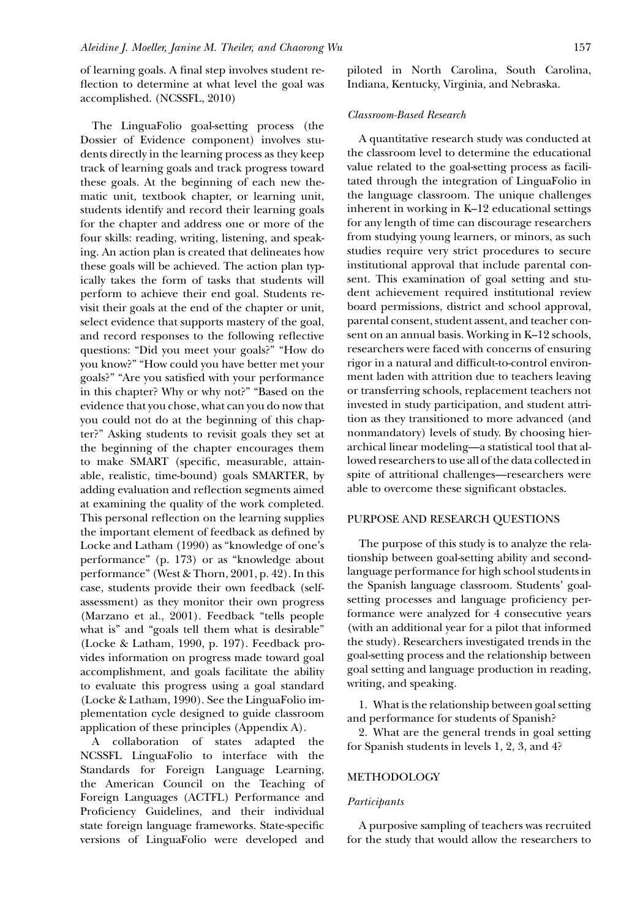of learning goals. A final step involves student reflection to determine at what level the goal was accomplished. (NCSSFL, 2010)

The LinguaFolio goal-setting process (the Dossier of Evidence component) involves students directly in the learning process as they keep track of learning goals and track progress toward these goals. At the beginning of each new thematic unit, textbook chapter, or learning unit, students identify and record their learning goals for the chapter and address one or more of the four skills: reading, writing, listening, and speaking. An action plan is created that delineates how these goals will be achieved. The action plan typically takes the form of tasks that students will perform to achieve their end goal. Students revisit their goals at the end of the chapter or unit, select evidence that supports mastery of the goal, and record responses to the following reflective questions: "Did you meet your goals?" "How do you know?" "How could you have better met your goals?" "Are you satisfied with your performance in this chapter? Why or why not?" "Based on the evidence that you chose, what can you do now that you could not do at the beginning of this chapter?" Asking students to revisit goals they set at the beginning of the chapter encourages them to make SMART (specific, measurable, attainable, realistic, time-bound) goals SMARTER, by adding evaluation and reflection segments aimed at examining the quality of the work completed. This personal reflection on the learning supplies the important element of feedback as defined by Locke and Latham (1990) as "knowledge of one's performance" (p. 173) or as "knowledge about performance" (West & Thorn, 2001, p. 42). In this case, students provide their own feedback (self-assessment) as they monitor their own progress (Marzano et al., 2001). Feedback "tells people what is" and "goals tell them what is desirable" (Locke & Latham, 1990, p. 197). Feedback provides information on progress made toward goal accomplishment, and goals facilitate the ability to evaluate this progress using a goal standard (Locke & Latham, 1990). See the LinguaFolio implementation cycle designed to guide classroom application of these principles (Appendix A).

A collaboration of states adapted the NCSSFL LinguaFolio to interface with the Standards for Foreign Language Learning, the American Council on the Teaching of Foreign Languages (ACTFL) Performance and Proficiency Guidelines, and their individual state foreign language frameworks. State-specific versions of LinguaFolio were developed and piloted in North Carolina, South Carolina, Indiana, Kentucky, Virginia, and Nebraska.

### *Classroom-Based Research*

A quantitative research study was conducted at the classroom level to determine the educational value related to the goal-setting process as facilitated through the integration of LinguaFolio in the language classroom. The unique challenges inherent in working in K–12 educational settings for any length of time can discourage researchers from studying young learners, or minors, as such studies require very strict procedures to secure institutional approval that include parental consent. This examination of goal setting and student achievement required institutional review board permissions, district and school approval, parental consent, student assent, and teacher consent on an annual basis. Working in K–12 schools, researchers were faced with concerns of ensuring rigor in a natural and difficult-to-control environment laden with attrition due to teachers leaving or transferring schools, replacement teachers not invested in study participation, and student attrition as they transitioned to more advanced (and nonmandatory) levels of study. By choosing hierarchical linear modeling—a statistical tool that allowed researchers to use all of the data collected in spite of attritional challenges—researchers were able to overcome these significant obstacles.

## PURPOSE AND RESEARCH QUESTIONS

The purpose of this study is to analyze the relationship between goal-setting ability and second-language performance for high school students in the Spanish language classroom. Students' goal-setting processes and language proficiency performance were analyzed for 4 consecutive years (with an additional year for a pilot that informed the study). Researchers investigated trends in the goal-setting process and the relationship between goal setting and language production in reading, writing, and speaking.

1. What is the relationship between goal setting and performance for students of Spanish?
2. What are the general trends in goal setting for Spanish students in levels 1, 2, 3, and 4?

## METHODOLOGY

### *Participants*

A purposive sampling of teachers was recruited for the study that would allow the researchers to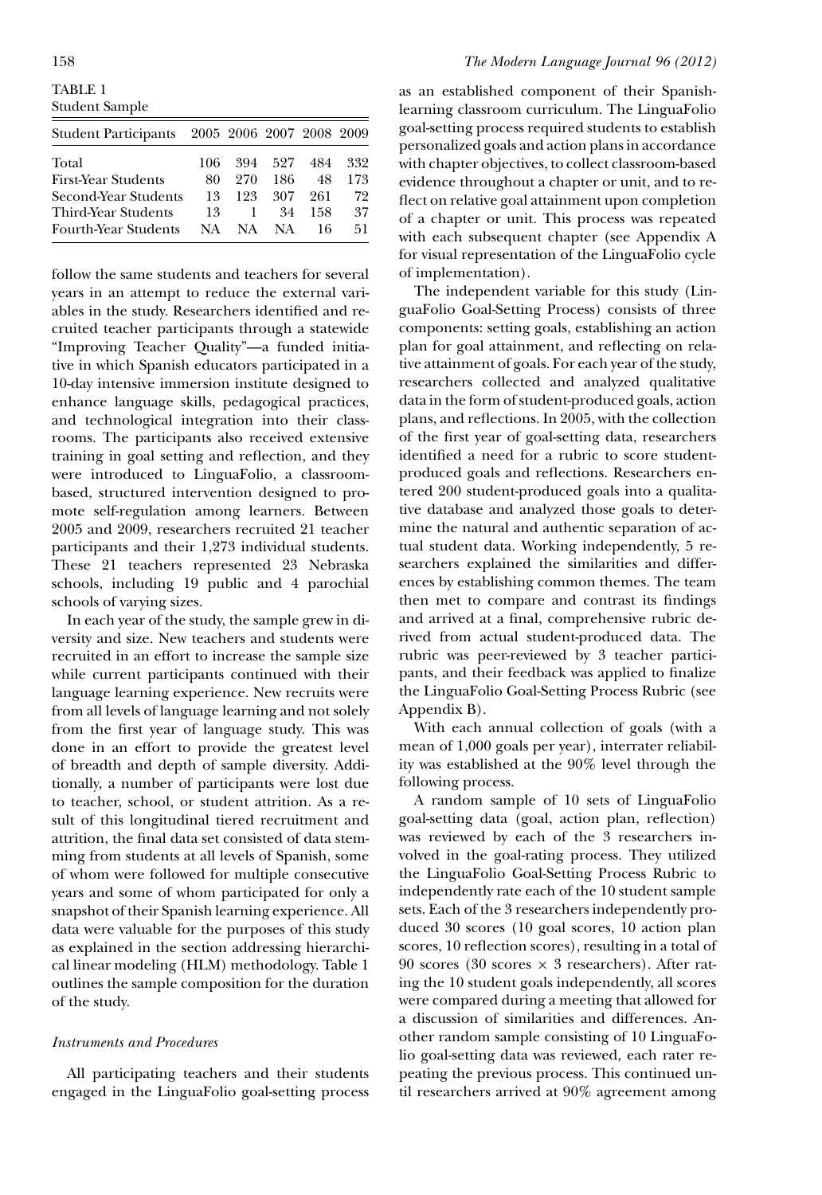TABLE 1
Student Sample

| Student Participants | 2005 | 2006 | 2007 | 2008 | 2009 |
|---|---|---|---|---|---|
| Total | 106 | 394 | 527 | 484 | 332 |
| First-Year Students | 80 | 270 | 186 | 48 | 173 |
| Second-Year Students | 13 | 123 | 307 | 261 | 72 |
| Third-Year Students | 13 | 1 | 34 | 158 | 37 |
| Fourth-Year Students | NA | NA | NA | 16 | 51 |

follow the same students and teachers for several years in an attempt to reduce the external variables in the study. Researchers identified and recruited teacher participants through a statewide "Improving Teacher Quality"—a funded initiative in which Spanish educators participated in a 10-day intensive immersion institute designed to enhance language skills, pedagogical practices, and technological integration into their classrooms. The participants also received extensive training in goal setting and reflection, and they were introduced to LinguaFolio, a classroom-based, structured intervention designed to promote self-regulation among learners. Between 2005 and 2009, researchers recruited 21 teacher participants and their 1,273 individual students. These 21 teachers represented 23 Nebraska schools, including 19 public and 4 parochial schools of varying sizes.

In each year of the study, the sample grew in diversity and size. New teachers and students were recruited in an effort to increase the sample size while current participants continued with their language learning experience. New recruits were from all levels of language learning and not solely from the first year of language study. This was done in an effort to provide the greatest level of breadth and depth of sample diversity. Additionally, a number of participants were lost due to teacher, school, or student attrition. As a result of this longitudinal tiered recruitment and attrition, the final data set consisted of data stemming from students at all levels of Spanish, some of whom were followed for multiple consecutive years and some of whom participated for only a snapshot of their Spanish learning experience. All data were valuable for the purposes of this study as explained in the section addressing hierarchical linear modeling (HLM) methodology. Table 1 outlines the sample composition for the duration of the study.

### *Instruments and Procedures*

All participating teachers and their students engaged in the LinguaFolio goal-setting process as an established component of their Spanish-learning classroom curriculum. The LinguaFolio goal-setting process required students to establish personalized goals and action plans in accordance with chapter objectives, to collect classroom-based evidence throughout a chapter or unit, and to reflect on relative goal attainment upon completion of a chapter or unit. This process was repeated with each subsequent chapter (see Appendix A for visual representation of the LinguaFolio cycle of implementation).

The independent variable for this study (LinguaFolio Goal-Setting Process) consists of three components: setting goals, establishing an action plan for goal attainment, and reflecting on relative attainment of goals. For each year of the study, researchers collected and analyzed qualitative data in the form of student-produced goals, action plans, and reflections. In 2005, with the collection of the first year of goal-setting data, researchers identified a need for a rubric to score student-produced goals and reflections. Researchers entered 200 student-produced goals into a qualitative database and analyzed those goals to determine the natural and authentic separation of actual student data. Working independently, 5 researchers explained the similarities and differences by establishing common themes. The team then met to compare and contrast its findings and arrived at a final, comprehensive rubric derived from actual student-produced data. The rubric was peer-reviewed by 3 teacher participants, and their feedback was applied to finalize the LinguaFolio Goal-Setting Process Rubric (see Appendix B).

With each annual collection of goals (with a mean of 1,000 goals per year), interrater reliability was established at the 90% level through the following process.

A random sample of 10 sets of LinguaFolio goal-setting data (goal, action plan, reflection) was reviewed by each of the 3 researchers involved in the goal-rating process. They utilized the LinguaFolio Goal-Setting Process Rubric to independently rate each of the 10 student sample sets. Each of the 3 researchers independently produced 30 scores (10 goal scores, 10 action plan scores, 10 reflection scores), resulting in a total of 90 scores (30 scores × 3 researchers). After rating the 10 student goals independently, all scores were compared during a meeting that allowed for a discussion of similarities and differences. Another random sample consisting of 10 LinguaFolio goal-setting data was reviewed, each rater repeating the previous process. This continued until researchers arrived at 90% agreement among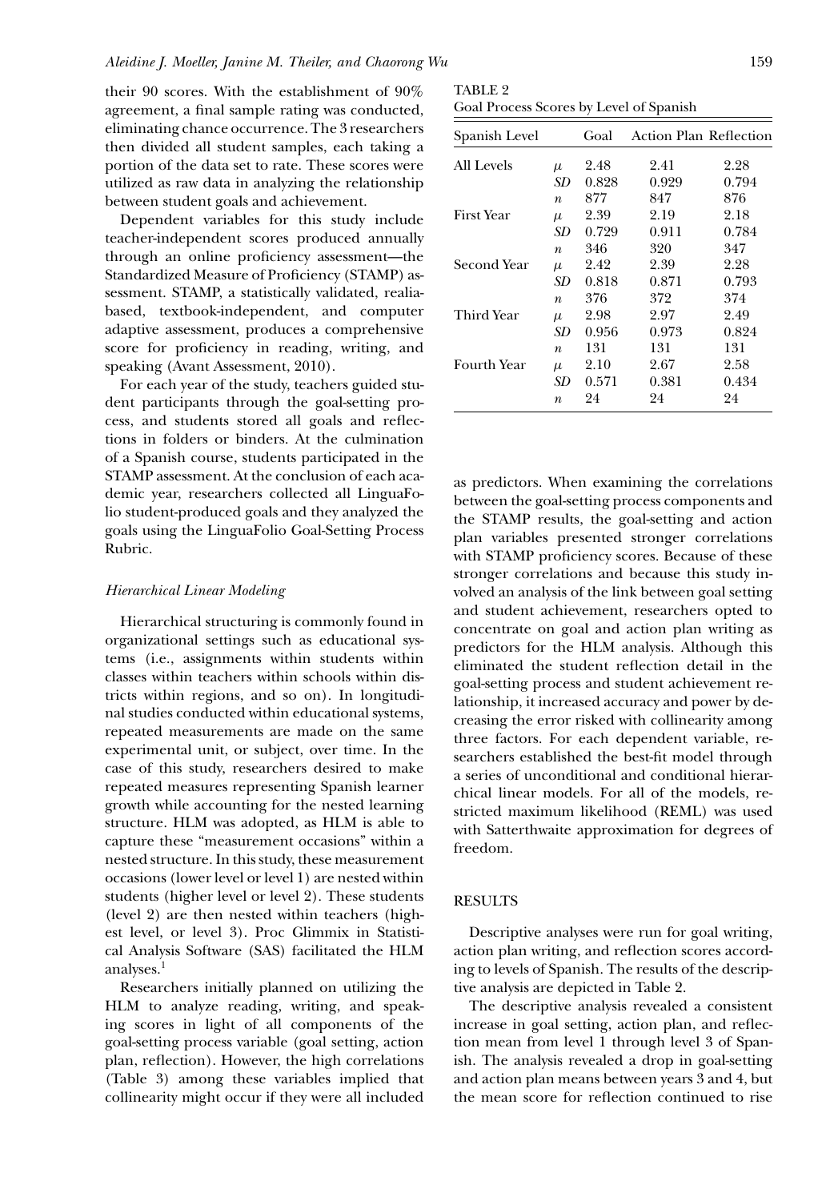their 90 scores. With the establishment of 90% agreement, a final sample rating was conducted, eliminating chance occurrence. The 3 researchers then divided all student samples, each taking a portion of the data set to rate. These scores were utilized as raw data in analyzing the relationship between student goals and achievement.

Dependent variables for this study include teacher-independent scores produced annually through an online proficiency assessment—the Standardized Measure of Proficiency (STAMP) assessment. STAMP, a statistically validated, realia-based, textbook-independent, and computer adaptive assessment, produces a comprehensive score for proficiency in reading, writing, and speaking (Avant Assessment, 2010).

For each year of the study, teachers guided student participants through the goal-setting process, and students stored all goals and reflections in folders or binders. At the culmination of a Spanish course, students participated in the STAMP assessment. At the conclusion of each academic year, researchers collected all LinguaFolio student-produced goals and they analyzed the goals using the LinguaFolio Goal-Setting Process Rubric.

### *Hierarchical Linear Modeling*

Hierarchical structuring is commonly found in organizational settings such as educational systems (i.e., assignments within students within classes within teachers within schools within districts within regions, and so on). In longitudinal studies conducted within educational systems, repeated measurements are made on the same experimental unit, or subject, over time. In the case of this study, researchers desired to make repeated measures representing Spanish learner growth while accounting for the nested learning structure. HLM was adopted, as HLM is able to capture these "measurement occasions" within a nested structure. In this study, these measurement occasions (lower level or level 1) are nested within students (higher level or level 2). These students (level 2) are then nested within teachers (highest level, or level 3). Proc Glimmix in Statistical Analysis Software (SAS) facilitated the HLM analyses.[1]

Researchers initially planned on utilizing the HLM to analyze reading, writing, and speaking scores in light of all components of the goal-setting process variable (goal setting, action plan, reflection). However, the high correlations (Table 3) among these variables implied that collinearity might occur if they were all included as predictors. When examining the correlations between the goal-setting process components and the STAMP results, the goal-setting and action plan variables presented stronger correlations with STAMP proficiency scores. Because of these stronger correlations and because this study involved an analysis of the link between goal setting and student achievement, researchers opted to concentrate on goal and action plan writing as predictors for the HLM analysis. Although this eliminated the student reflection detail in the goal-setting process and student achievement relationship, it increased accuracy and power by decreasing the error risked with collinearity among three factors. For each dependent variable, researchers established the best-fit model through a series of unconditional and conditional hierarchical linear models. For all of the models, restricted maximum likelihood (REML) was used with Satterthwaite approximation for degrees of freedom.

TABLE 2
Goal Process Scores by Level of Spanish

| Spanish Level | | Goal | Action Plan | Reflection |
|---|---|---|---|---|
| All Levels | $\mu$ | 2.48 | 2.41 | 2.28 |
| | $SD$ | 0.828 | 0.929 | 0.794 |
| | $n$ | 877 | 847 | 876 |
| First Year | $\mu$ | 2.39 | 2.19 | 2.18 |
| | $SD$ | 0.729 | 0.911 | 0.784 |
| | $n$ | 346 | 320 | 347 |
| Second Year | $\mu$ | 2.42 | 2.39 | 2.28 |
| | $SD$ | 0.818 | 0.871 | 0.793 |
| | $n$ | 376 | 372 | 374 |
| Third Year | $\mu$ | 2.98 | 2.97 | 2.49 |
| | $SD$ | 0.956 | 0.973 | 0.824 |
| | $n$ | 131 | 131 | 131 |
| Fourth Year | $\mu$ | 2.10 | 2.67 | 2.58 |
| | $SD$ | 0.571 | 0.381 | 0.434 |
| | $n$ | 24 | 24 | 24 |

## RESULTS

Descriptive analyses were run for goal writing, action plan writing, and reflection scores according to levels of Spanish. The results of the descriptive analysis are depicted in Table 2.

The descriptive analysis revealed a consistent increase in goal setting, action plan, and reflection mean from level 1 through level 3 of Spanish. The analysis revealed a drop in goal-setting and action plan means between years 3 and 4, but the mean score for reflection continued to rise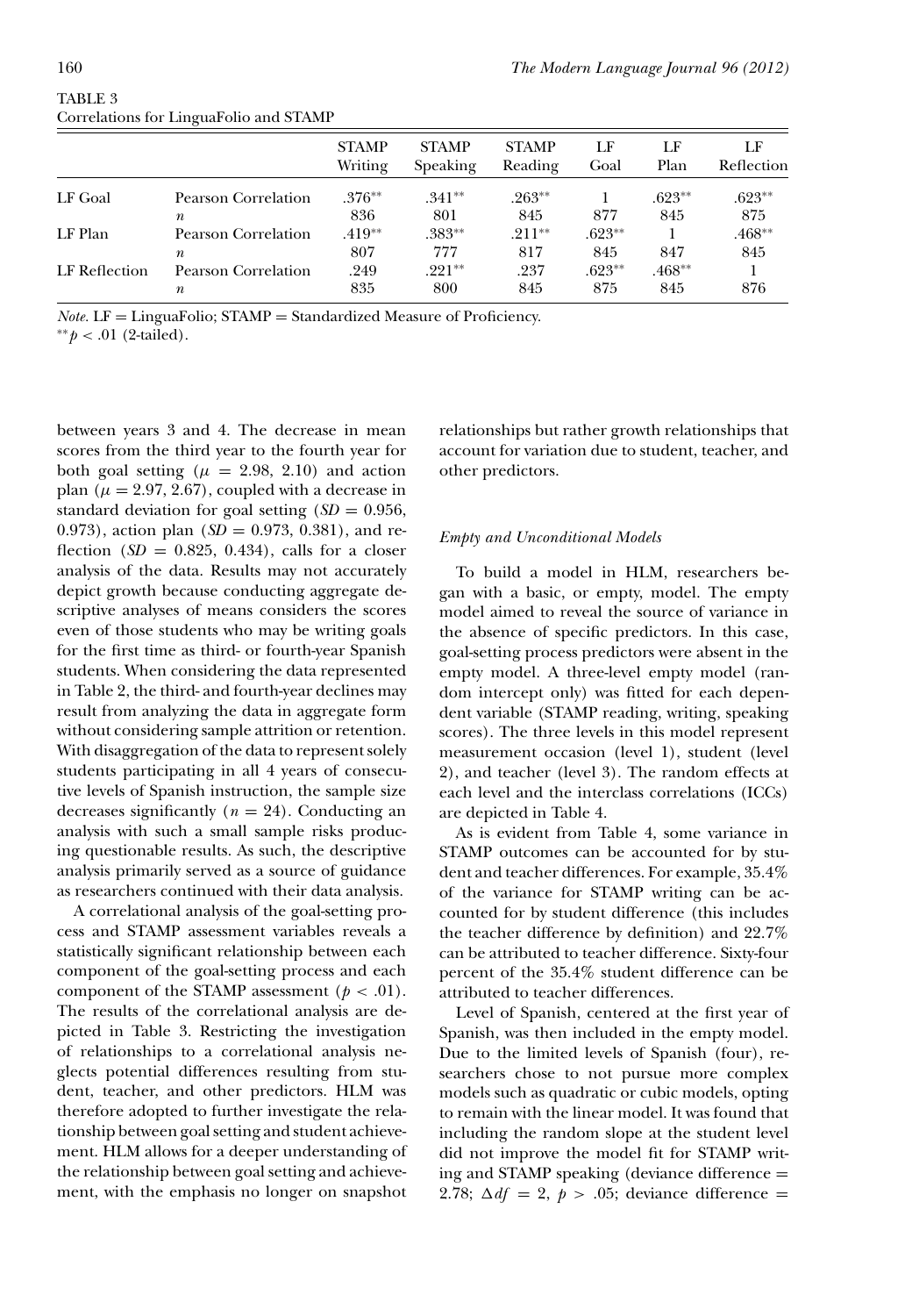TABLE 3
Correlations for LinguaFolio and STAMP

| | | STAMP Writing | STAMP Speaking | STAMP Reading | LF Goal | LF Plan | LF Reflection |
|---|---|---|---|---|---|---|---|
| LF Goal | Pearson Correlation | .376** | .341** | .263** | 1 | .623** | .623** |
| | $n$ | 836 | 801 | 845 | 877 | 845 | 875 |
| LF Plan | Pearson Correlation | .419** | .383** | .211** | .623** | 1 | .468** |
| | $n$ | 807 | 777 | 817 | 845 | 847 | 845 |
| LF Reflection | Pearson Correlation | .249 | .221** | .237 | .623** | .468** | 1 |
| | $n$ | 835 | 800 | 845 | 875 | 845 | 876 |

*Note.* LF = LinguaFolio; STAMP = Standardized Measure of Proficiency.
** $p < .01$ (2-tailed).

between years 3 and 4. The decrease in mean scores from the third year to the fourth year for both goal setting ($\mu$ = 2.98, 2.10) and action plan ($\mu$ = 2.97, 2.67), coupled with a decrease in standard deviation for goal setting ($SD$ = 0.956, 0.973), action plan ($SD$ = 0.973, 0.381), and reflection ($SD$ = 0.825, 0.434), calls for a closer analysis of the data. Results may not accurately depict growth because conducting aggregate descriptive analyses of means considers the scores even of those students who may be writing goals for the first time as third- or fourth-year Spanish students. When considering the data represented in Table 2, the third- and fourth-year declines may result from analyzing the data in aggregate form without considering sample attrition or retention. With disaggregation of the data to represent solely students participating in all 4 years of consecutive levels of Spanish instruction, the sample size decreases significantly ($n$ = 24). Conducting an analysis with such a small sample risks producing questionable results. As such, the descriptive analysis primarily served as a source of guidance as researchers continued with their data analysis.

A correlational analysis of the goal-setting process and STAMP assessment variables reveals a statistically significant relationship between each component of the goal-setting process and each component of the STAMP assessment ($p < .01$). The results of the correlational analysis are depicted in Table 3. Restricting the investigation of relationships to a correlational analysis neglects potential differences resulting from student, teacher, and other predictors. HLM was therefore adopted to further investigate the relationship between goal setting and student achievement. HLM allows for a deeper understanding of the relationship between goal setting and achievement, with the emphasis no longer on snapshot relationships but rather growth relationships that account for variation due to student, teacher, and other predictors.

### *Empty and Unconditional Models*

To build a model in HLM, researchers began with a basic, or empty, model. The empty model aimed to reveal the source of variance in the absence of specific predictors. In this case, goal-setting process predictors were absent in the empty model. A three-level empty model (random intercept only) was fitted for each dependent variable (STAMP reading, writing, speaking scores). The three levels in this model represent measurement occasion (level 1), student (level 2), and teacher (level 3). The random effects at each level and the interclass correlations (ICCs) are depicted in Table 4.

As is evident from Table 4, some variance in STAMP outcomes can be accounted for by student and teacher differences. For example, 35.4% of the variance for STAMP writing can be accounted for by student difference (this includes the teacher difference by definition) and 22.7% can be attributed to teacher difference. Sixty-four percent of the 35.4% student difference can be attributed to teacher differences.

Level of Spanish, centered at the first year of Spanish, was then included in the empty model. Due to the limited levels of Spanish (four), researchers chose to not pursue more complex models such as quadratic or cubic models, opting to remain with the linear model. It was found that including the random slope at the student level did not improve the model fit for STAMP writing and STAMP speaking (deviance difference = 2.78; $\Delta df$ = 2, $p > .05$; deviance difference =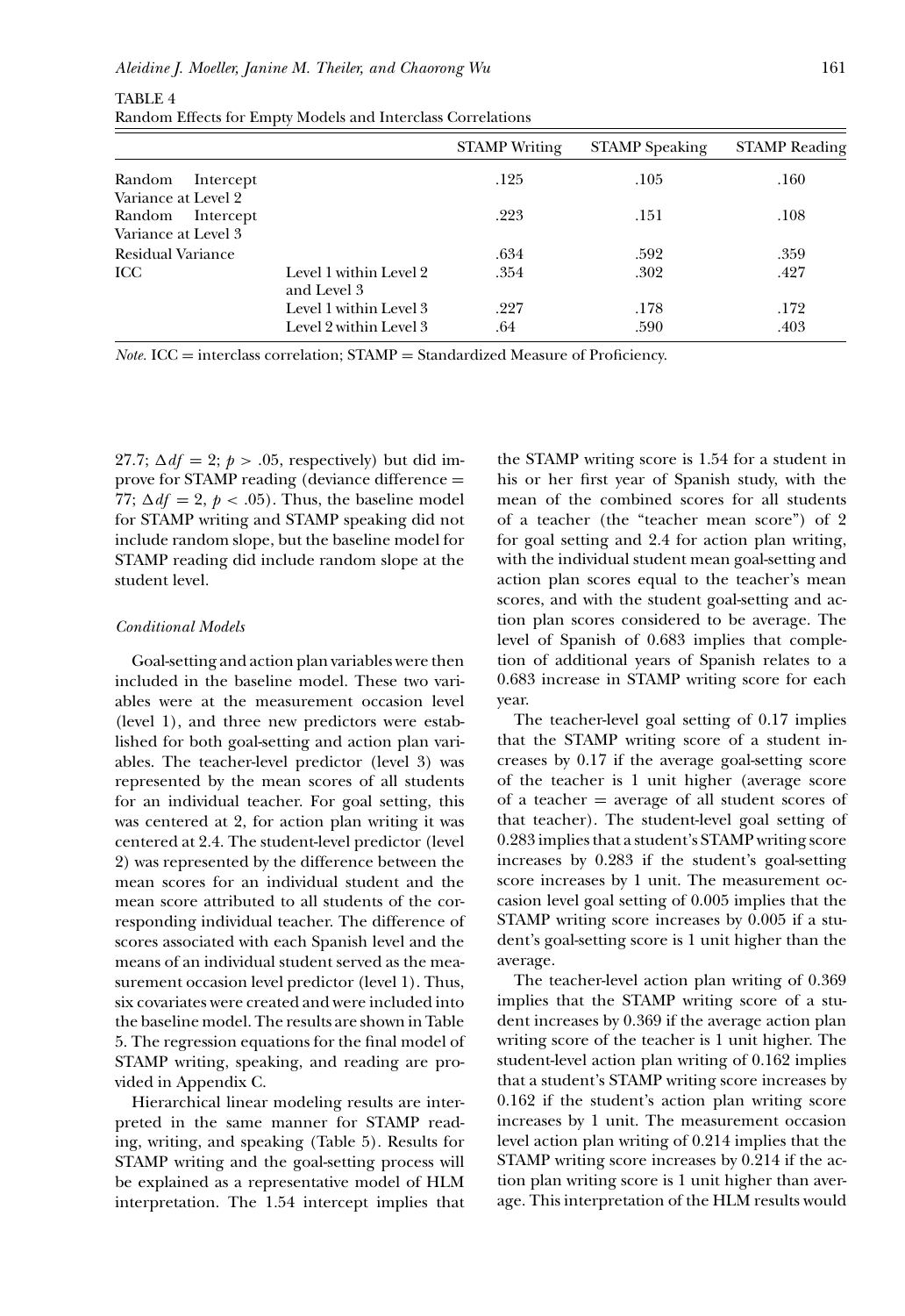TABLE 4
Random Effects for Empty Models and Interclass Correlations

| | | STAMP Writing | STAMP Speaking | STAMP Reading |
|---|---|---|---|---|
| Random Intercept Variance at Level 2 | | .125 | .105 | .160 |
| Random Intercept Variance at Level 3 | | .223 | .151 | .108 |
| Residual Variance | | .634 | .592 | .359 |
| ICC | Level 1 within Level 2 and Level 3 | .354 | .302 | .427 |
| | Level 1 within Level 3 | .227 | .178 | .172 |
| | Level 2 within Level 3 | .64 | .590 | .403 |

*Note.* ICC = interclass correlation; STAMP = Standardized Measure of Proficiency.

27.7; $\Delta df = 2$; $p > .05$, respectively) but did improve for STAMP reading (deviance difference = 77; $\Delta df = 2$, $p < .05$). Thus, the baseline model for STAMP writing and STAMP speaking did not include random slope, but the baseline model for STAMP reading did include random slope at the student level.

### *Conditional Models*

Goal-setting and action plan variables were then included in the baseline model. These two variables were at the measurement occasion level (level 1), and three new predictors were established for both goal-setting and action plan variables. The teacher-level predictor (level 3) was represented by the mean scores of all students for an individual teacher. For goal setting, this was centered at 2, for action plan writing it was centered at 2.4. The student-level predictor (level 2) was represented by the difference between the mean scores for an individual student and the mean score attributed to all students of the corresponding individual teacher. The difference of scores associated with each Spanish level and the means of an individual student served as the measurement occasion level predictor (level 1). Thus, six covariates were created and were included into the baseline model. The results are shown in Table 5. The regression equations for the final model of STAMP writing, speaking, and reading are provided in Appendix C.

Hierarchical linear modeling results are interpreted in the same manner for STAMP reading, writing, and speaking (Table 5). Results for STAMP writing and the goal-setting process will be explained as a representative model of HLM interpretation. The 1.54 intercept implies that the STAMP writing score is 1.54 for a student in his or her first year of Spanish study, with the mean of the combined scores for all students of a teacher (the "teacher mean score") of 2 for goal setting and 2.4 for action plan writing, with the individual student mean goal-setting and action plan scores equal to the teacher's mean scores, and with the student goal-setting and action plan scores considered to be average. The level of Spanish of 0.683 implies that completion of additional years of Spanish relates to a 0.683 increase in STAMP writing score for each year.

The teacher-level goal setting of 0.17 implies that the STAMP writing score of a student increases by 0.17 if the average goal-setting score of the teacher is 1 unit higher (average score of a teacher = average of all student scores of that teacher). The student-level goal setting of 0.283 implies that a student's STAMP writing score increases by 0.283 if the student's goal-setting score increases by 1 unit. The measurement occasion level goal setting of 0.005 implies that the STAMP writing score increases by 0.005 if a student's goal-setting score is 1 unit higher than the average.

The teacher-level action plan writing of 0.369 implies that the STAMP writing score of a student increases by 0.369 if the average action plan writing score of the teacher is 1 unit higher. The student-level action plan writing of 0.162 implies that a student's STAMP writing score increases by 0.162 if the student's action plan writing score increases by 1 unit. The measurement occasion level action plan writing of 0.214 implies that the STAMP writing score increases by 0.214 if the action plan writing score is 1 unit higher than average. This interpretation of the HLM results would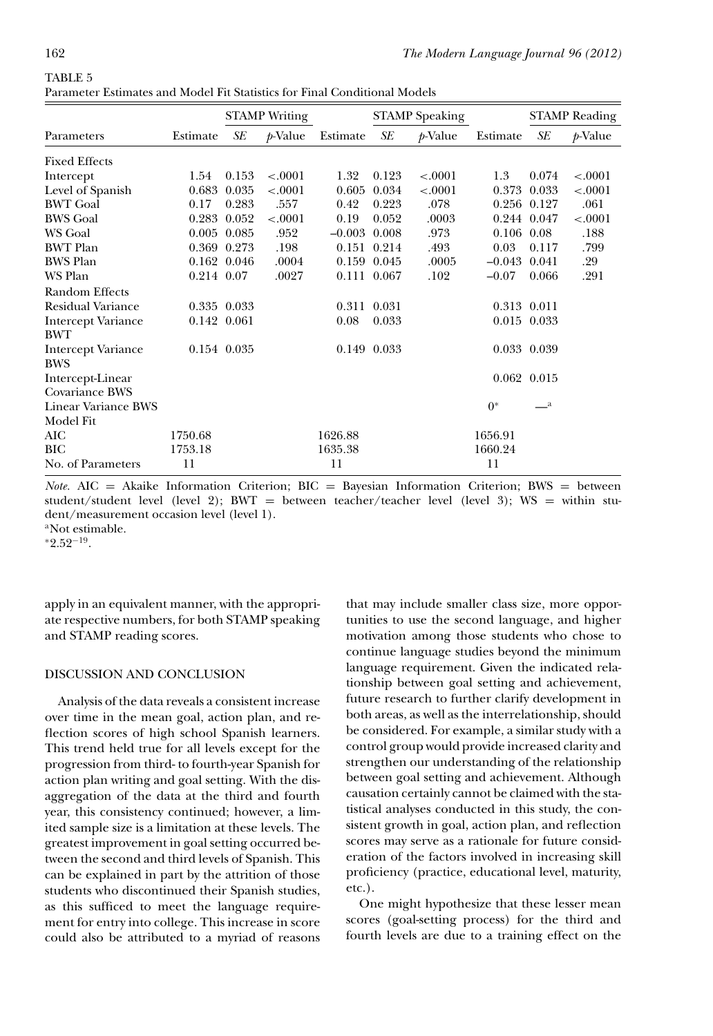TABLE 5
Parameter Estimates and Model Fit Statistics for Final Conditional Models

| | STAMP Writing | | | STAMP Speaking | | | STAMP Reading | | |
|---|---|---|---|---|---|---|---|---|---|
| Parameters | Estimate | *SE* | *p*-Value | Estimate | *SE* | *p*-Value | Estimate | *SE* | *p*-Value |
| Fixed Effects | | | | | | | | | |
| Intercept | 1.54 | 0.153 | <.0001 | 1.32 | 0.123 | <.0001 | 1.3 | 0.074 | <.0001 |
| Level of Spanish | 0.683 | 0.035 | <.0001 | 0.605 | 0.034 | <.0001 | 0.373 | 0.033 | <.0001 |
| BWT Goal | 0.17 | 0.283 | .557 | 0.42 | 0.223 | .078 | 0.256 | 0.127 | .061 |
| BWS Goal | 0.283 | 0.052 | <.0001 | 0.19 | 0.052 | .0003 | 0.244 | 0.047 | <.0001 |
| WS Goal | 0.005 | 0.085 | .952 | −0.003 | 0.008 | .973 | 0.106 | 0.08 | .188 |
| BWT Plan | 0.369 | 0.273 | .198 | 0.151 | 0.214 | .493 | 0.03 | 0.117 | .799 |
| BWS Plan | 0.162 | 0.046 | .0004 | 0.159 | 0.045 | .0005 | −0.043 | 0.041 | .29 |
| WS Plan | 0.214 | 0.07 | .0027 | 0.111 | 0.067 | .102 | −0.07 | 0.066 | .291 |
| Random Effects | | | | | | | | | |
| Residual Variance | 0.335 | 0.033 | | 0.311 | 0.031 | | 0.313 | 0.011 | |
| Intercept Variance BWT | 0.142 | 0.061 | | 0.08 | 0.033 | | 0.015 | 0.033 | |
| Intercept Variance BWS | 0.154 | 0.035 | | 0.149 | 0.033 | | 0.033 | 0.039 | |
| Intercept-Linear Covariance BWS | | | | | | | 0.062 | 0.015 | |
| Linear Variance BWS | | | | | | | 0* | —[a] | |
| Model Fit | | | | | | | | | |
| AIC | 1750.68 | | | 1626.88 | | | 1656.91 | | |
| BIC | 1753.18 | | | 1635.38 | | | 1660.24 | | |
| No. of Parameters | 11 | | | 11 | | | 11 | | |

*Note.* AIC = Akaike Information Criterion; BIC = Bayesian Information Criterion; BWS = between student/student level (level 2); BWT = between teacher/teacher level (level 3); WS = within student/measurement occasion level (level 1).
[a]Not estimable.
*$2.52^{-19}$.

apply in an equivalent manner, with the appropriate respective numbers, for both STAMP speaking and STAMP reading scores.

## DISCUSSION AND CONCLUSION

Analysis of the data reveals a consistent increase over time in the mean goal, action plan, and reflection scores of high school Spanish learners. This trend held true for all levels except for the progression from third- to fourth-year Spanish for action plan writing and goal setting. With the disaggregation of the data at the third and fourth year, this consistency continued; however, a limited sample size is a limitation at these levels. The greatest improvement in goal setting occurred between the second and third levels of Spanish. This can be explained in part by the attrition of those students who discontinued their Spanish studies, as this sufficed to meet the language requirement for entry into college. This increase in score could also be attributed to a myriad of reasons that may include smaller class size, more opportunities to use the second language, and higher motivation among those students who chose to continue language studies beyond the minimum language requirement. Given the indicated relationship between goal setting and achievement, future research to further clarify development in both areas, as well as the interrelationship, should be considered. For example, a similar study with a control group would provide increased clarity and strengthen our understanding of the relationship between goal setting and achievement. Although causation certainly cannot be claimed with the statistical analyses conducted in this study, the consistent growth in goal, action plan, and reflection scores may serve as a rationale for future consideration of the factors involved in increasing skill proficiency (practice, educational level, maturity, etc.).

One might hypothesize that these lesser mean scores (goal-setting process) for the third and fourth levels are due to a training effect on the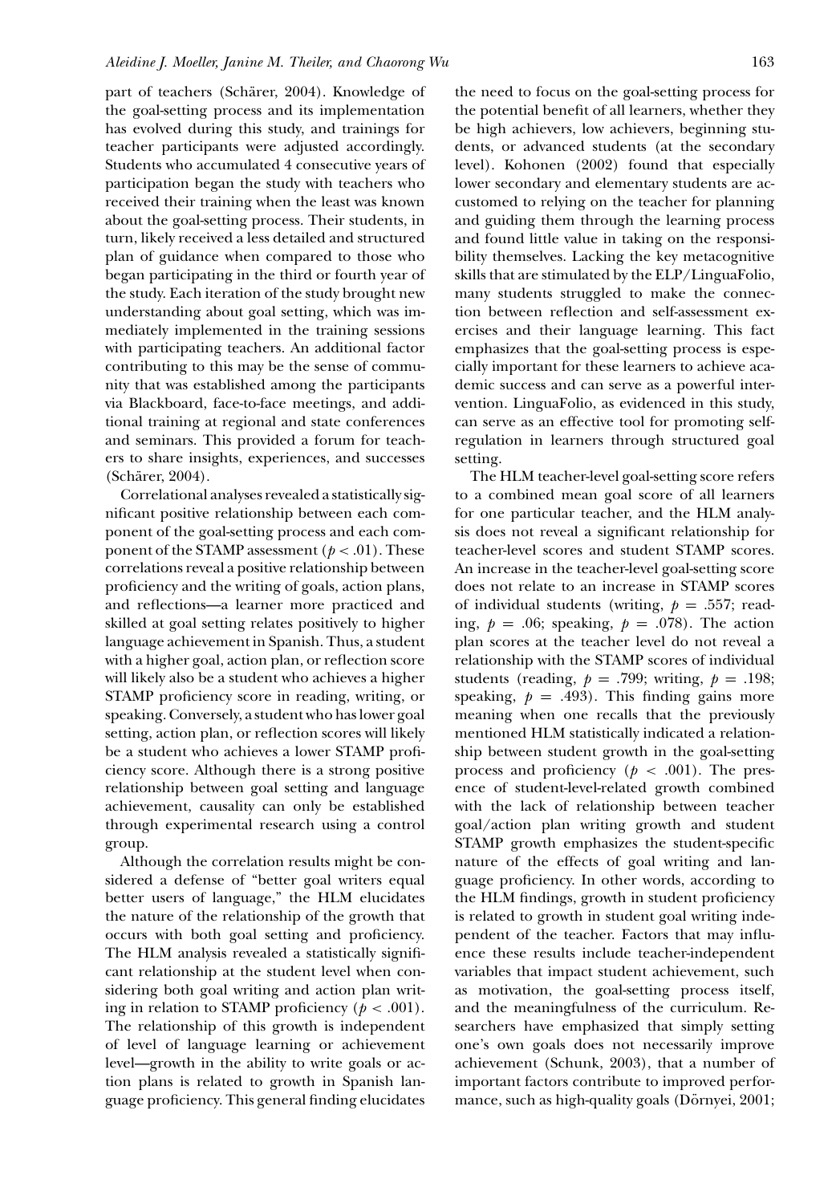part of teachers (Schärer, 2004). Knowledge of the goal-setting process and its implementation has evolved during this study, and trainings for teacher participants were adjusted accordingly. Students who accumulated 4 consecutive years of participation began the study with teachers who received their training when the least was known about the goal-setting process. Their students, in turn, likely received a less detailed and structured plan of guidance when compared to those who began participating in the third or fourth year of the study. Each iteration of the study brought new understanding about goal setting, which was immediately implemented in the training sessions with participating teachers. An additional factor contributing to this may be the sense of community that was established among the participants via Blackboard, face-to-face meetings, and additional training at regional and state conferences and seminars. This provided a forum for teachers to share insights, experiences, and successes (Schärer, 2004).

Correlational analyses revealed a statistically significant positive relationship between each component of the goal-setting process and each component of the STAMP assessment ($p < .01$). These correlations reveal a positive relationship between proficiency and the writing of goals, action plans, and reflections—a learner more practiced and skilled at goal setting relates positively to higher language achievement in Spanish. Thus, a student with a higher goal, action plan, or reflection score will likely also be a student who achieves a higher STAMP proficiency score in reading, writing, or speaking. Conversely, a student who has lower goal setting, action plan, or reflection scores will likely be a student who achieves a lower STAMP proficiency score. Although there is a strong positive relationship between goal setting and language achievement, causality can only be established through experimental research using a control group.

Although the correlation results might be considered a defense of "better goal writers equal better users of language," the HLM elucidates the nature of the relationship of the growth that occurs with both goal setting and proficiency. The HLM analysis revealed a statistically significant relationship at the student level when considering both goal writing and action plan writing in relation to STAMP proficiency ($p < .001$). The relationship of this growth is independent of level of language learning or achievement level—growth in the ability to write goals or action plans is related to growth in Spanish language proficiency. This general finding elucidates the need to focus on the goal-setting process for the potential benefit of all learners, whether they be high achievers, low achievers, beginning students, or advanced students (at the secondary level). Kohonen (2002) found that especially lower secondary and elementary students are accustomed to relying on the teacher for planning and guiding them through the learning process and found little value in taking on the responsibility themselves. Lacking the key metacognitive skills that are stimulated by the ELP/LinguaFolio, many students struggled to make the connection between reflection and self-assessment exercises and their language learning. This fact emphasizes that the goal-setting process is especially important for these learners to achieve academic success and can serve as a powerful intervention. LinguaFolio, as evidenced in this study, can serve as an effective tool for promoting self-regulation in learners through structured goal setting.

The HLM teacher-level goal-setting score refers to a combined mean goal score of all learners for one particular teacher, and the HLM analysis does not reveal a significant relationship for teacher-level scores and student STAMP scores. An increase in the teacher-level goal-setting score does not relate to an increase in STAMP scores of individual students (writing, $p = .557$; reading, $p = .06$; speaking, $p = .078$). The action plan scores at the teacher level do not reveal a relationship with the STAMP scores of individual students (reading, $p = .799$; writing, $p = .198$; speaking, $p = .493$). This finding gains more meaning when one recalls that the previously mentioned HLM statistically indicated a relationship between student growth in the goal-setting process and proficiency ($p < .001$). The presence of student-level-related growth combined with the lack of relationship between teacher goal/action plan writing growth and student STAMP growth emphasizes the student-specific nature of the effects of goal writing and language proficiency. In other words, according to the HLM findings, growth in student proficiency is related to growth in student goal writing independent of the teacher. Factors that may influence these results include teacher-independent variables that impact student achievement, such as motivation, the goal-setting process itself, and the meaningfulness of the curriculum. Researchers have emphasized that simply setting one's own goals does not necessarily improve achievement (Schunk, 2003), that a number of important factors contribute to improved performance, such as high-quality goals (Dörnyei, 2001;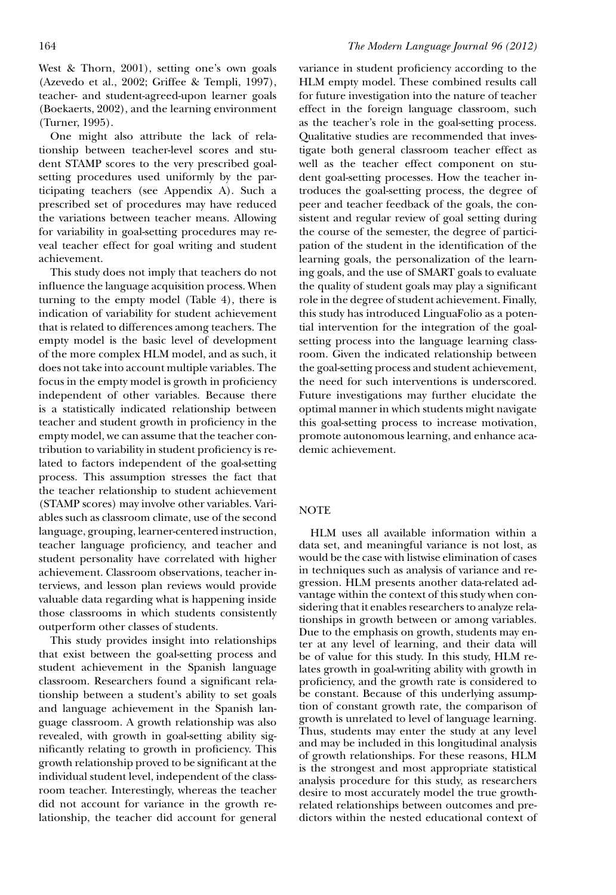West & Thorn, 2001), setting one's own goals (Azevedo et al., 2002; Griffee & Templi, 1997), teacher- and student-agreed-upon learner goals (Boekaerts, 2002), and the learning environment (Turner, 1995).

One might also attribute the lack of relationship between teacher-level scores and student STAMP scores to the very prescribed goal-setting procedures used uniformly by the participating teachers (see Appendix A). Such a prescribed set of procedures may have reduced the variations between teacher means. Allowing for variability in goal-setting procedures may reveal teacher effect for goal writing and student achievement.

This study does not imply that teachers do not influence the language acquisition process. When turning to the empty model (Table 4), there is indication of variability for student achievement that is related to differences among teachers. The empty model is the basic level of development of the more complex HLM model, and as such, it does not take into account multiple variables. The focus in the empty model is growth in proficiency independent of other variables. Because there is a statistically indicated relationship between teacher and student growth in proficiency in the empty model, we can assume that the teacher contribution to variability in student proficiency is related to factors independent of the goal-setting process. This assumption stresses the fact that the teacher relationship to student achievement (STAMP scores) may involve other variables. Variables such as classroom climate, use of the second language, grouping, learner-centered instruction, teacher language proficiency, and teacher and student personality have correlated with higher achievement. Classroom observations, teacher interviews, and lesson plan reviews would provide valuable data regarding what is happening inside those classrooms in which students consistently outperform other classes of students.

This study provides insight into relationships that exist between the goal-setting process and student achievement in the Spanish language classroom. Researchers found a significant relationship between a student's ability to set goals and language achievement in the Spanish language classroom. A growth relationship was also revealed, with growth in goal-setting ability significantly relating to growth in proficiency. This growth relationship proved to be significant at the individual student level, independent of the classroom teacher. Interestingly, whereas the teacher did not account for variance in the growth relationship, the teacher did account for general variance in student proficiency according to the HLM empty model. These combined results call for future investigation into the nature of teacher effect in the foreign language classroom, such as the teacher's role in the goal-setting process. Qualitative studies are recommended that investigate both general classroom teacher effect as well as the teacher effect component on student goal-setting processes. How the teacher introduces the goal-setting process, the degree of peer and teacher feedback of the goals, the consistent and regular review of goal setting during the course of the semester, the degree of participation of the student in the identification of the learning goals, the personalization of the learning goals, and the use of SMART goals to evaluate the quality of student goals may play a significant role in the degree of student achievement. Finally, this study has introduced LinguaFolio as a potential intervention for the integration of the goal-setting process into the language learning classroom. Given the indicated relationship between the goal-setting process and student achievement, the need for such interventions is underscored. Future investigations may further elucidate the optimal manner in which students might navigate this goal-setting process to increase motivation, promote autonomous learning, and enhance academic achievement.

## NOTE

HLM uses all available information within a data set, and meaningful variance is not lost, as would be the case with listwise elimination of cases in techniques such as analysis of variance and regression. HLM presents another data-related advantage within the context of this study when considering that it enables researchers to analyze relationships in growth between or among variables. Due to the emphasis on growth, students may enter at any level of learning, and their data will be of value for this study. In this study, HLM relates growth in goal-writing ability with growth in proficiency, and the growth rate is considered to be constant. Because of this underlying assumption of constant growth rate, the comparison of growth is unrelated to level of language learning. Thus, students may enter the study at any level and may be included in this longitudinal analysis of growth relationships. For these reasons, HLM is the strongest and most appropriate statistical analysis procedure for this study, as researchers desire to most accurately model the true growth-related relationships between outcomes and predictors within the nested educational context of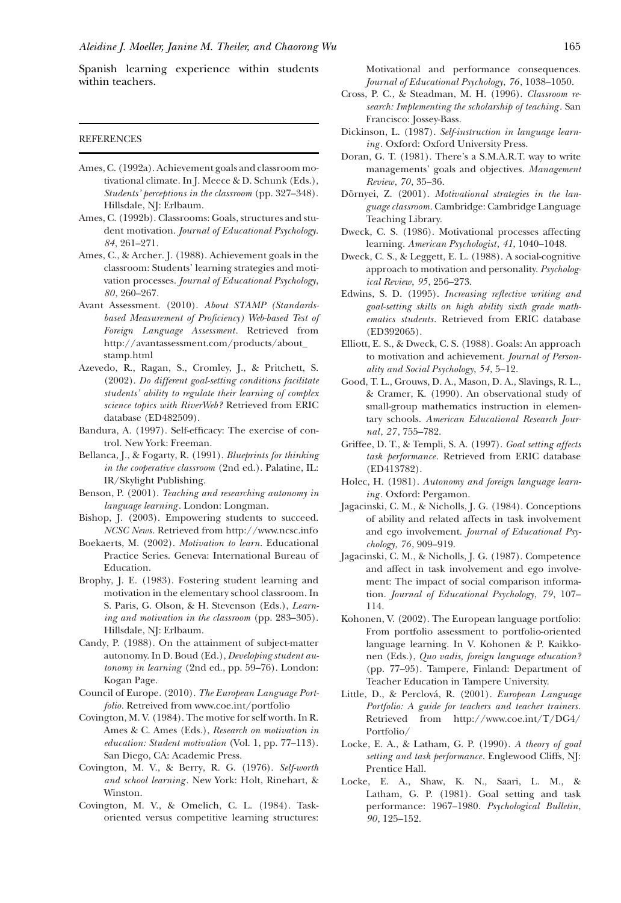Spanish learning experience within students within teachers.

## REFERENCES

Ames, C. (1992a). Achievement goals and classroom motivational climate. In J. Meece & D. Schunk (Eds.), *Students' perceptions in the classroom* (pp. 327–348). Hillsdale, NJ: Erlbaum.

Ames, C. (1992b). Classrooms: Goals, structures and student motivation. *Journal of Educational Psychology. 84*, 261–271.

Ames, C., & Archer, J. (1988). Achievement goals in the classroom: Students' learning strategies and motivation processes. *Journal of Educational Psychology, 80*, 260–267.

Avant Assessment. (2010). *About STAMP (Standards-based Measurement of Proficiency) Web-based Test of Foreign Language Assessment*. Retreived from http://avantassessment.com/products/about_stamp.html

Azevedo, R., Ragan, S., Cromley, J., & Pritchett, S. (2002). *Do different goal-setting conditions facilitate students' ability to regulate their learning of complex science topics with RiverWeb?* Retrieved from ERIC database (ED482509).

Bandura, A. (1997). Self-efficacy: The exercise of control. New York: Freeman.

Bellanca, J., & Fogarty, R. (1991). *Blueprints for thinking in the cooperative classroom* (2nd ed.). Palatine, IL: IR/Skylight Publishing.

Benson, P. (2001). *Teaching and researching autonomy in language learning*. London: Longman.

Bishop, J. (2003). Empowering students to succeed. *NCSC News*. Retrieved from http://www.ncsc.info

Boekaerts, M. (2002). *Motivation to learn*. Educational Practice Series. Geneva: International Bureau of Education.

Brophy, J. E. (1983). Fostering student learning and motivation in the elementary school classroom. In S. Paris, G. Olson, & H. Stevenson (Eds.), *Learning and motivation in the classroom* (pp. 283–305). Hillsdale, NJ: Erlbaum.

Candy, P. (1988). On the attainment of subject-matter autonomy. In D. Boud (Ed.), *Developing student autonomy in learning* (2nd ed., pp. 59–76). London: Kogan Page.

Council of Europe. (2010). *The European Language Portfolio*. Retreived from www.coe.int/portfolio

Covington, M. V. (1984). The motive for self worth. In R. Ames & C. Ames (Eds.), *Research on motivation in education: Student motivation* (Vol. 1, pp. 77–113). San Diego, CA: Academic Press.

Covington, M. V., & Berry, R. G. (1976). *Self-worth and school learning*. New York: Holt, Rinehart, & Winston.

Covington, M. V., & Omelich, C. L. (1984). Task-oriented versus competitive learning structures: Motivational and performance consequences. *Journal of Educational Psychology, 76*, 1038–1050.

Cross, P. C., & Steadman, M. H. (1996). *Classroom research: Implementing the scholarship of teaching*. San Francisco: Jossey-Bass.

Dickinson, L. (1987). *Self-instruction in language learning*. Oxford: Oxford University Press.

Doran, G. T. (1981). There's a S.M.A.R.T. way to write managements' goals and objectives. *Management Review, 70*, 35–36.

Dörnyei, Z. (2001). *Motivational strategies in the language classroom*. Cambridge: Cambridge Language Teaching Library.

Dweck, C. S. (1986). Motivational processes affecting learning. *American Psychologist, 41,* 1040–1048.

Dweck, C. S., & Leggett, E. L. (1988). A social-cognitive approach to motivation and personality. *Psychological Review, 95*, 256–273.

Edwins, S. D. (1995). *Increasing reflective writing and goal-setting skills on high ability sixth grade mathematics students*. Retrieved from ERIC database (ED392065).

Elliott, E. S., & Dweck, C. S. (1988). Goals: An approach to motivation and achievement. *Journal of Personality and Social Psychology, 54*, 5–12.

Good, T. L., Grouws, D. A., Mason, D. A., Slavings, R. L., & Cramer, K. (1990). An observational study of small-group mathematics instruction in elementary schools. *American Educational Research Journal, 27*, 755–782.

Griffee, D. T., & Templi, S. A. (1997). *Goal setting affects task performance*. Retrieved from ERIC database (ED413782).

Holec, H. (1981). *Autonomy and foreign language learning*. Oxford: Pergamon.

Jagacinski, C. M., & Nicholls, J. G. (1984). Conceptions of ability and related affects in task involvement and ego involvement. *Journal of Educational Psychology, 76*, 909–919.

Jagacinski, C. M., & Nicholls, J. G. (1987). Competence and affect in task involvement and ego involvement: The impact of social comparison information. *Journal of Educational Psychology, 79*, 107–114.

Kohonen, V. (2002). The European language portfolio: From portfolio assessment to portfolio-oriented language learning. In V. Kohonen & P. Kaikkonen (Eds.), *Quo vadis, foreign language education?* (pp. 77–95). Tampere, Finland: Department of Teacher Education in Tampere University.

Little, D., & Perclová, R. (2001). *European Language Portfolio: A guide for teachers and teacher trainers*. Retrieved from http://www.coe.int/T/DG4/Portfolio/

Locke, E. A., & Latham, G. P. (1990). *A theory of goal setting and task performance*. Englewood Cliffs, NJ: Prentice Hall.

Locke, E. A., Shaw, K. N., Saari, L. M., & Latham, G. P. (1981). Goal setting and task performance: 1967–1980. *Psychological Bulletin, 90*, 125–152.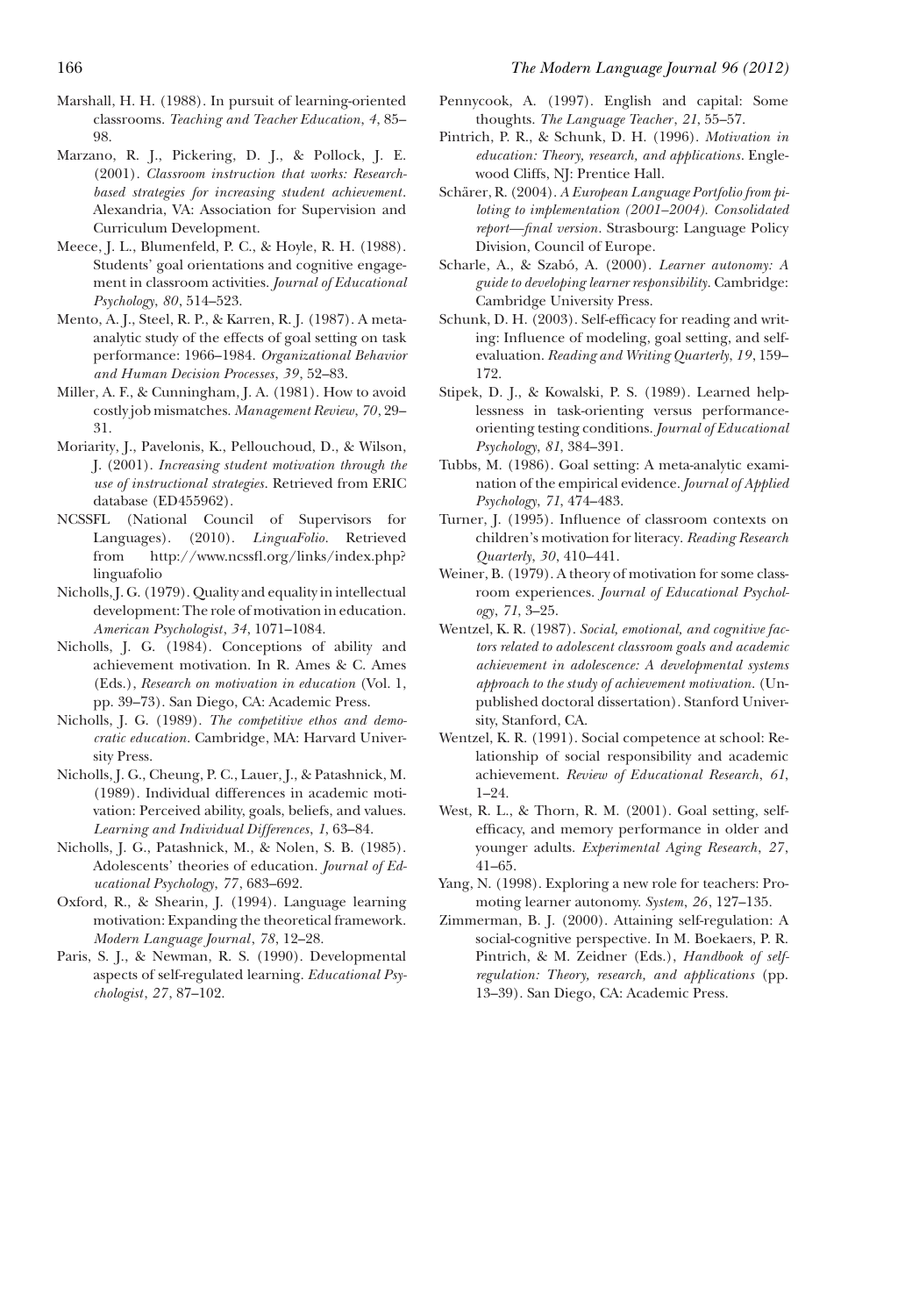Marshall, H. H. (1988). In pursuit of learning-oriented classrooms. *Teaching and Teacher Education*, *4*, 85–98.

Marzano, R. J., Pickering, D. J., & Pollock, J. E. (2001). *Classroom instruction that works: Research-based strategies for increasing student achievement*. Alexandria, VA: Association for Supervision and Curriculum Development.

Meece, J. L., Blumenfeld, P. C., & Hoyle, R. H. (1988). Students' goal orientations and cognitive engagement in classroom activities. *Journal of Educational Psychology*, *80*, 514–523.

Mento, A. J., Steel, R. P., & Karren, R. J. (1987). A meta-analytic study of the effects of goal setting on task performance: 1966–1984. *Organizational Behavior and Human Decision Processes*, *39*, 52–83.

Miller, A. F., & Cunningham, J. A. (1981). How to avoid costly job mismatches. *Management Review*, *70*, 29–31.

Moriarity, J., Pavelonis, K., Pellouchoud, D., & Wilson, J. (2001). *Increasing student motivation through the use of instructional strategies*. Retrieved from ERIC database (ED455962).

NCSSFL (National Council of Supervisors for Languages). (2010). *LinguaFolio*. Retrieved from http://www.ncssfl.org/links/index.php?linguafolio

Nicholls, J. G. (1979). Quality and equality in intellectual development: The role of motivation in education. *American Psychologist*, *34*, 1071–1084.

Nicholls, J. G. (1984). Conceptions of ability and achievement motivation. In R. Ames & C. Ames (Eds.), *Research on motivation in education* (Vol. 1, pp. 39–73). San Diego, CA: Academic Press.

Nicholls, J. G. (1989). *The competitive ethos and democratic education*. Cambridge, MA: Harvard University Press.

Nicholls, J. G., Cheung, P. C., Lauer, J., & Patashnick, M. (1989). Individual differences in academic motivation: Perceived ability, goals, beliefs, and values. *Learning and Individual Differences*, *1*, 63–84.

Nicholls, J. G., Patashnick, M., & Nolen, S. B. (1985). Adolescents' theories of education. *Journal of Educational Psychology*, *77*, 683–692.

Oxford, R., & Shearin, J. (1994). Language learning motivation: Expanding the theoretical framework. *Modern Language Journal*, *78*, 12–28.

Paris, S. J., & Newman, R. S. (1990). Developmental aspects of self-regulated learning. *Educational Psychologist*, *27*, 87–102.

Pennycook, A. (1997). English and capital: Some thoughts. *The Language Teacher*, *21*, 55–57.

Pintrich, P. R., & Schunk, D. H. (1996). *Motivation in education: Theory, research, and applications*. Englewood Cliffs, NJ: Prentice Hall.

Schärer, R. (2004). *A European Language Portfolio from piloting to implementation (2001–2004). Consolidated report—final version*. Strasbourg: Language Policy Division, Council of Europe.

Scharle, A., & Szabó, A. (2000). *Learner autonomy: A guide to developing learner responsibility*. Cambridge: Cambridge University Press.

Schunk, D. H. (2003). Self-efficacy for reading and writing: Influence of modeling, goal setting, and self-evaluation. *Reading and Writing Quarterly*, *19*, 159–172.

Stipek, D. J., & Kowalski, P. S. (1989). Learned helplessness in task-orienting versus performance-orienting testing conditions. *Journal of Educational Psychology*, *81*, 384–391.

Tubbs, M. (1986). Goal setting: A meta-analytic examination of the empirical evidence. *Journal of Applied Psychology*, *71*, 474–483.

Turner, J. (1995). Influence of classroom contexts on children's motivation for literacy. *Reading Research Quarterly*, *30*, 410–441.

Weiner, B. (1979). A theory of motivation for some classroom experiences. *Journal of Educational Psychology*, *71*, 3–25.

Wentzel, K. R. (1987). *Social, emotional, and cognitive factors related to adolescent classroom goals and academic achievement in adolescence: A developmental systems approach to the study of achievement motivation*. (Unpublished doctoral dissertation). Stanford University, Stanford, CA.

Wentzel, K. R. (1991). Social competence at school: Relationship of social responsibility and academic achievement. *Review of Educational Research*, *61*, 1–24.

West, R. L., & Thorn, R. M. (2001). Goal setting, self-efficacy, and memory performance in older and younger adults. *Experimental Aging Research*, *27*, 41–65.

Yang, N. (1998). Exploring a new role for teachers: Promoting learner autonomy. *System*, *26*, 127–135.

Zimmerman, B. J. (2000). Attaining self-regulation: A social-cognitive perspective. In M. Boekaers, P. R. Pintrich, & M. Zeidner (Eds.), *Handbook of self-regulation: Theory, research, and applications* (pp. 13–39). San Diego, CA: Academic Press.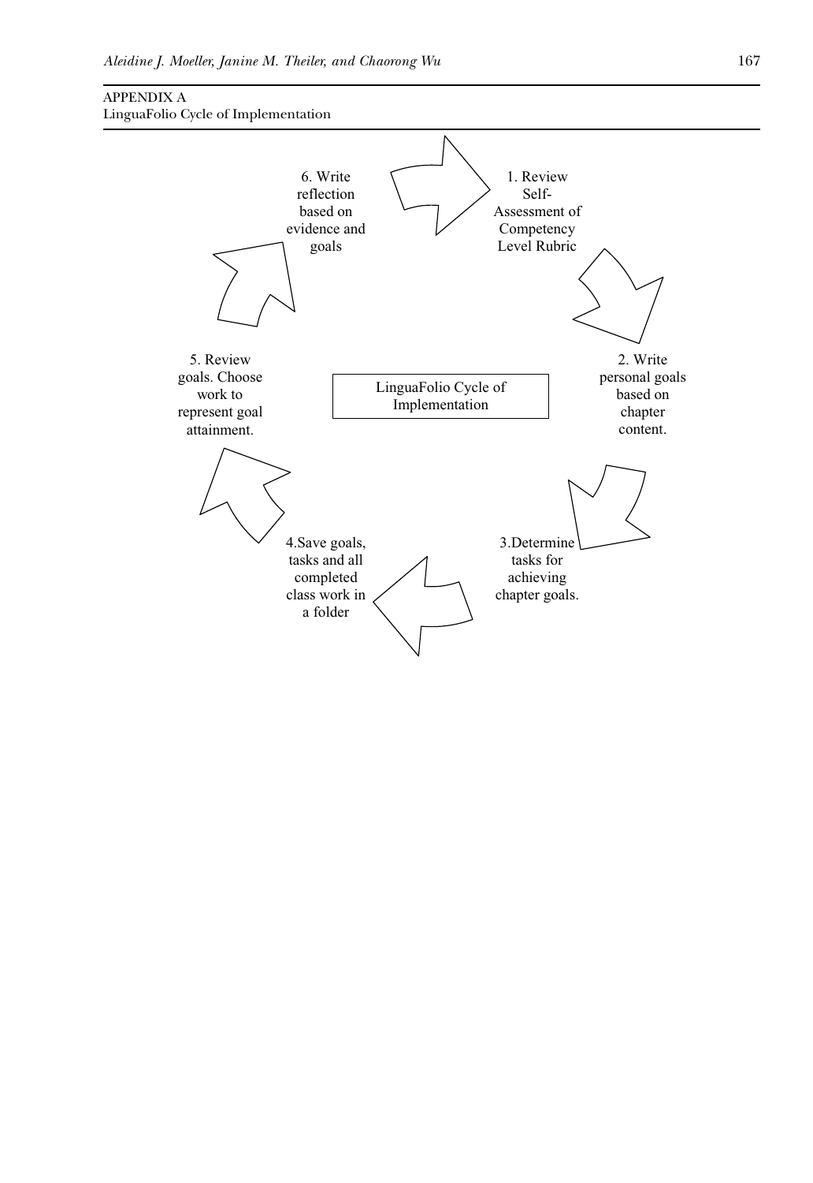APPENDIX A
LinguaFolio Cycle of Implementation

LinguaFolio Cycle of Implementation

1. Review Self-Assessment of Competency Level Rubric

2. Write personal goals based on chapter content.

3.Determine tasks for achieving chapter goals.

4.Save goals, tasks and all completed class work in a folder

5. Review goals. Choose work to represent goal attainment.

6. Write reflection based on evidence and goals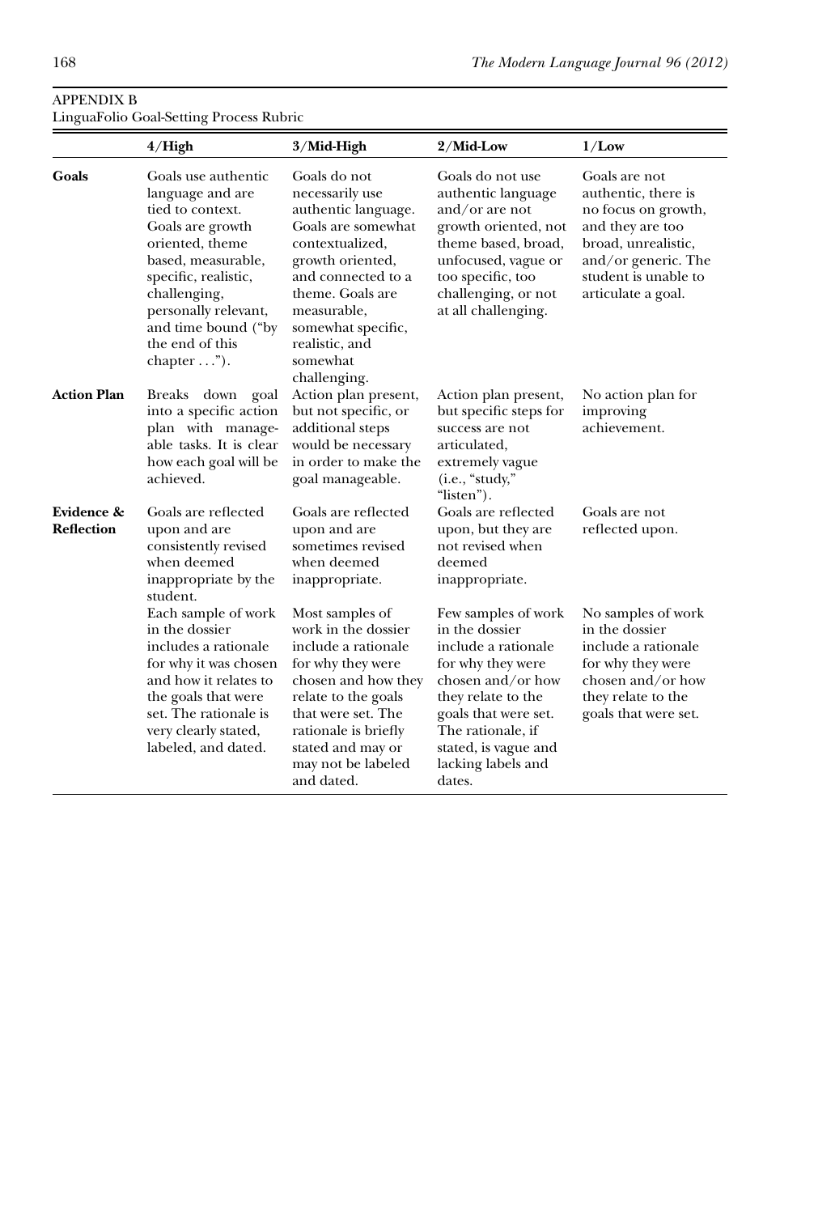APPENDIX B
LinguaFolio Goal-Setting Process Rubric

| | 4/High | 3/Mid-High | 2/Mid-Low | 1/Low |
|---|---|---|---|---|
| **Goals** | Goals use authentic language and are tied to context. Goals are growth oriented, theme based, measurable, specific, realistic, challenging, personally relevant, and time bound ("by the end of this chapter . . ."). | Goals do not necessarily use authentic language. Goals are somewhat contextualized, growth oriented, and connected to a theme. Goals are measurable, somewhat specific, realistic, and somewhat challenging. | Goals do not use authentic language and/or are not growth oriented, not theme based, broad, unfocused, vague or too specific, too challenging, or not at all challenging. | Goals are not authentic, there is no focus on growth, and they are too broad, unrealistic, and/or generic. The student is unable to articulate a goal. |
| **Action Plan** | Breaks down goal into a specific action plan with manageable tasks. It is clear how each goal will be achieved. | Action plan present, but not specific, or additional steps would be necessary in order to make the goal manageable. | Action plan present, but specific steps for success are not articulated, extremely vague (i.e., "study," "listen"). | No action plan for improving achievement. |
| **Evidence & Reflection** | Goals are reflected upon and are consistently revised when deemed inappropriate by the student. | Goals are reflected upon and are sometimes revised when deemed inappropriate. | Goals are reflected upon, but they are not revised when deemed inappropriate. | Goals are not reflected upon. |
| | Each sample of work in the dossier includes a rationale for why it was chosen and how it relates to the goals that were set. The rationale is very clearly stated, labeled, and dated. | Most samples of work in the dossier include a rationale for why they were chosen and how they relate to the goals that were set. The rationale is briefly stated and may or may not be labeled and dated. | Few samples of work in the dossier include a rationale for why they were chosen and/or how they relate to the goals that were set. The rationale, if stated, is vague and lacking labels and dates. | No samples of work in the dossier include a rationale for why they were chosen and/or how they relate to the goals that were set. |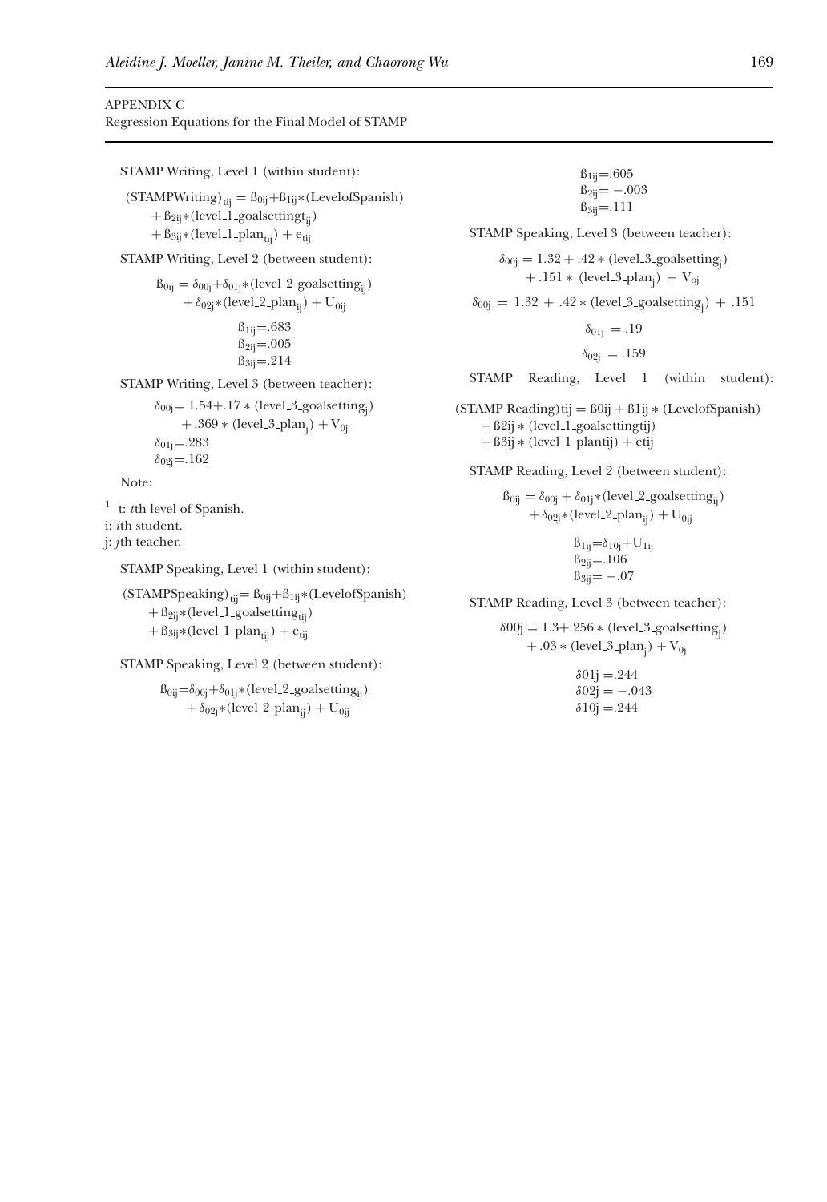APPENDIX C
Regression Equations for the Final Model of STAMP

STAMP Writing, Level 1 (within student):

$$(\text{STAMPWriting})_{tij} = \beta_{0ij} + \beta_{1ij} * (\text{LevelofSpanish}) + \beta_{2ij} * (\text{level\_1\_goalsettingt}_{ij}) + \beta_{3ij} * (\text{level\_1\_plan}_{tij}) + e_{tij}$$

STAMP Writing, Level 2 (between student):

$$\beta_{0ij} = \delta_{00j} + \delta_{01j} * (\text{level\_2\_goalsetting}_{ij}) + \delta_{02j} * (\text{level\_2\_plan}_{ij}) + U_{0ij}$$

$$\beta_{1ij} = .683$$
$$\beta_{2ij} = .005$$
$$\beta_{3ij} = .214$$

STAMP Writing, Level 3 (between teacher):

$$\delta_{00j} = 1.54 + .17 * (\text{level\_3\_goalsetting}_j) + .369 * (\text{level\_3\_plan}_j) + V_{0j}$$
$$\delta_{01j} = .283$$
$$\delta_{02j} = .162$$

Note:

[1] t: *t*th level of Spanish.
i: *i*th student.
j: *j*th teacher.

STAMP Speaking, Level 1 (within student):

$$(\text{STAMPSpeaking})_{tij} = \beta_{0ij} + \beta_{1ij} * (\text{LevelofSpanish}) + \beta_{2ij} * (\text{level\_1\_goalsetting}_{tij}) + \beta_{3ij} * (\text{level\_1\_plan}_{tij}) + e_{tij}$$

STAMP Speaking, Level 2 (between student):

$$\beta_{0ij} = \delta_{00j} + \delta_{01j} * (\text{level\_2\_goalsetting}_{ij}) + \delta_{02j} * (\text{level\_2\_plan}_{ij}) + U_{0ij}$$

$$\beta_{1ij} = .605$$
$$\beta_{2ij} = -.003$$
$$\beta_{3ij} = .111$$

STAMP Speaking, Level 3 (between teacher):

$$\delta_{00j} = 1.32 + .42 * (\text{level\_3\_goalsetting}_j) + .151 * (\text{level\_3\_plan}_j) + V_{0j}$$

$$\delta_{00j} = 1.32 + .42 * (\text{level\_3\_goalsetting}_j) + .151$$

$$\delta_{01j} = .19$$

$$\delta_{02j} = .159$$

STAMP Reading, Level 1 (within student):

$$(\text{STAMP Reading})tij = \beta 0ij + \beta 1ij * (\text{LevelofSpanish}) + \beta 2ij * (\text{level\_1\_goalsettingtij}) + \beta 3ij * (\text{level\_1\_plantij}) + etij$$

STAMP Reading, Level 2 (between student):

$$\beta_{0ij} = \delta_{00j} + \delta_{01j} * (\text{level\_2\_goalsetting}_{ij}) + \delta_{02j} * (\text{level\_2\_plan}_{ij}) + U_{0ij}$$

$$\beta_{1ij} = \delta_{10j} + U_{1ij}$$
$$\beta_{2ij} = .106$$
$$\beta_{3ij} = -.07$$

STAMP Reading, Level 3 (between teacher):

$$\delta 00j = 1.3 + .256 * (\text{level\_3\_goalsetting}_j) + .03 * (\text{level\_3\_plan}_j) + V_{0j}$$

$$\delta 01j = .244$$
$$\delta 02j = -.043$$
$$\delta 10j = .244$$